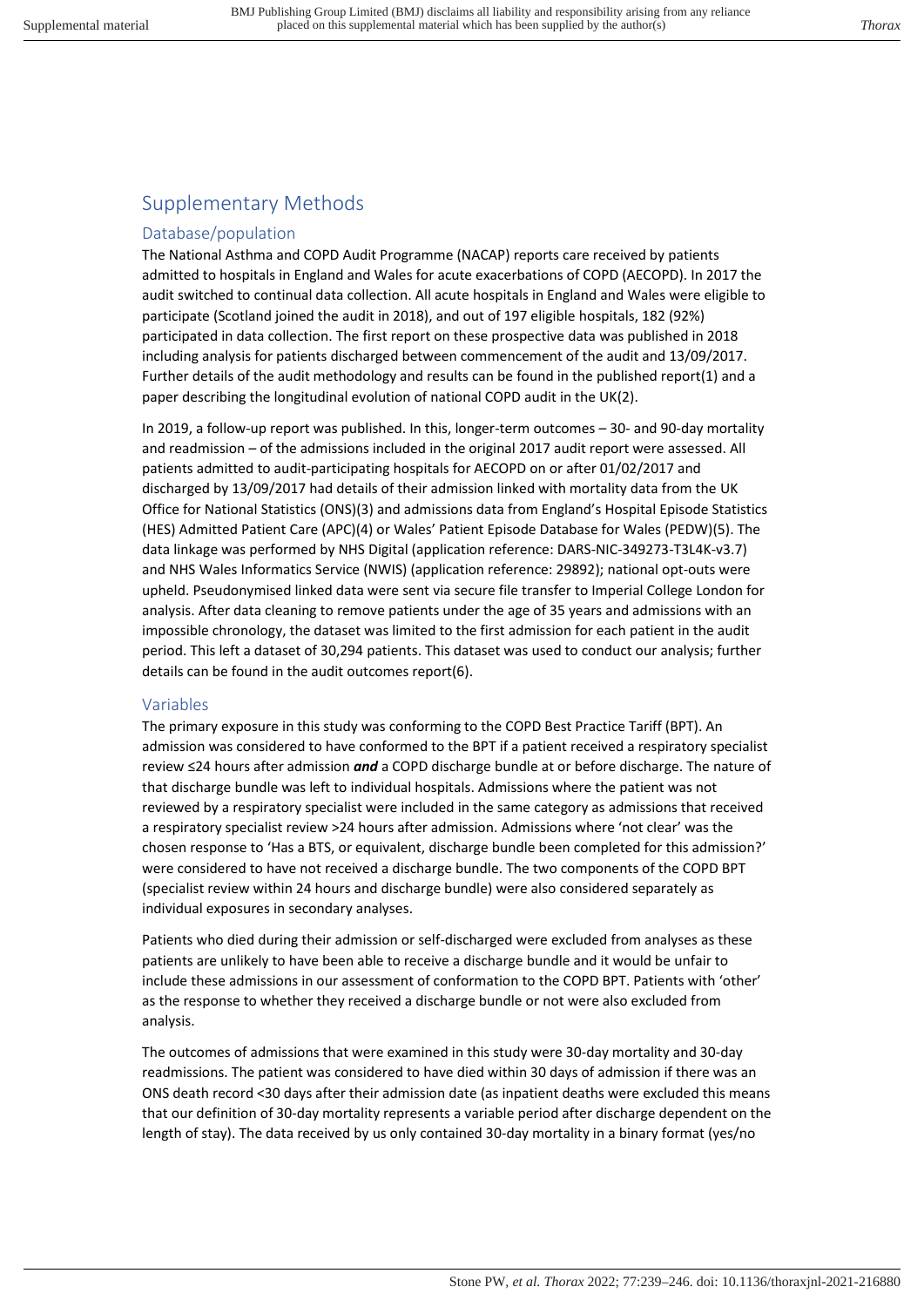# Supplementary Methods

## Database/population

The National Asthma and COPD Audit Programme (NACAP) reports care received by patients admitted to hospitals in England and Wales for acute exacerbations of COPD (AECOPD). In 2017 the audit switched to continual data collection. All acute hospitals in England and Wales were eligible to participate (Scotland joined the audit in 2018), and out of 197 eligible hospitals, 182 (92%) participated in data collection. The first report on these prospective data was published in 2018 including analysis for patients discharged between commencement of the audit and 13/09/2017. Further details of the audit methodology and results can be found in the published report(1) and a paper describing the longitudinal evolution of national COPD audit in the UK(2).

In 2019, a follow-up report was published. In this, longer-term outcomes – 30- and 90-day mortality and readmission – of the admissions included in the original 2017 audit report were assessed. All patients admitted to audit-participating hospitals for AECOPD on or after 01/02/2017 and discharged by 13/09/2017 had details of their admission linked with mortality data from the UK Office for National Statistics (ONS)(3) and admissions data from England's Hospital Episode Statistics (HES) Admitted Patient Care (APC)(4) or Wales' Patient Episode Database for Wales (PEDW)(5). The data linkage was performed by NHS Digital (application reference: DARS-NIC-349273-T3L4K-v3.7) and NHS Wales Informatics Service (NWIS) (application reference: 29892); national opt-outs were upheld. Pseudonymised linked data were sent via secure file transfer to Imperial College London for analysis. After data cleaning to remove patients under the age of 35 years and admissions with an impossible chronology, the dataset was limited to the first admission for each patient in the audit period. This left a dataset of 30,294 patients. This dataset was used to conduct our analysis; further details can be found in the audit outcomes report(6).

## Variables

The primary exposure in this study was conforming to the COPD Best Practice Tariff (BPT). An admission was considered to have conformed to the BPT if a patient received a respiratory specialist review ≤24 hours after admission ***and*** a COPD discharge bundle at or before discharge. The nature of that discharge bundle was left to individual hospitals. Admissions where the patient was not reviewed by a respiratory specialist were included in the same category as admissions that received a respiratory specialist review >24 hours after admission. Admissions where 'not clear' was the chosen response to 'Has a BTS, or equivalent, discharge bundle been completed for this admission?' were considered to have not received a discharge bundle. The two components of the COPD BPT (specialist review within 24 hours and discharge bundle) were also considered separately as individual exposures in secondary analyses.

Patients who died during their admission or self-discharged were excluded from analyses as these patients are unlikely to have been able to receive a discharge bundle and it would be unfair to include these admissions in our assessment of conformation to the COPD BPT. Patients with 'other' as the response to whether they received a discharge bundle or not were also excluded from analysis.

The outcomes of admissions that were examined in this study were 30-day mortality and 30-day readmissions. The patient was considered to have died within 30 days of admission if there was an ONS death record <30 days after their admission date (as inpatient deaths were excluded this means that our definition of 30-day mortality represents a variable period after discharge dependent on the length of stay). The data received by us only contained 30-day mortality in a binary format (yes/no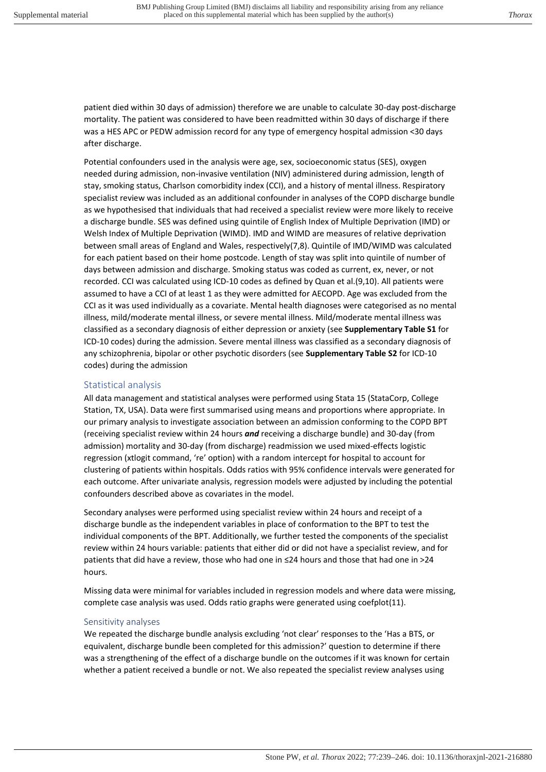patient died within 30 days of admission) therefore we are unable to calculate 30-day post-discharge mortality. The patient was considered to have been readmitted within 30 days of discharge if there was a HES APC or PEDW admission record for any type of emergency hospital admission <30 days after discharge.

Potential confounders used in the analysis were age, sex, socioeconomic status (SES), oxygen needed during admission, non-invasive ventilation (NIV) administered during admission, length of stay, smoking status, Charlson comorbidity index (CCI), and a history of mental illness. Respiratory specialist review was included as an additional confounder in analyses of the COPD discharge bundle as we hypothesised that individuals that had received a specialist review were more likely to receive a discharge bundle. SES was defined using quintile of English Index of Multiple Deprivation (IMD) or Welsh Index of Multiple Deprivation (WIMD). IMD and WIMD are measures of relative deprivation between small areas of England and Wales, respectively(7,8). Quintile of IMD/WIMD was calculated for each patient based on their home postcode. Length of stay was split into quintile of number of days between admission and discharge. Smoking status was coded as current, ex, never, or not recorded. CCI was calculated using ICD-10 codes as defined by Quan et al.(9,10). All patients were assumed to have a CCI of at least 1 as they were admitted for AECOPD. Age was excluded from the CCI as it was used individually as a covariate. Mental health diagnoses were categorised as no mental illness, mild/moderate mental illness, or severe mental illness. Mild/moderate mental illness was classified as a secondary diagnosis of either depression or anxiety (see **Supplementary Table S1** for ICD-10 codes) during the admission. Severe mental illness was classified as a secondary diagnosis of any schizophrenia, bipolar or other psychotic disorders (see **Supplementary Table S2** for ICD-10 codes) during the admission

## Statistical analysis

All data management and statistical analyses were performed using Stata 15 (StataCorp, College Station, TX, USA). Data were first summarised using means and proportions where appropriate. In our primary analysis to investigate association between an admission conforming to the COPD BPT (receiving specialist review within 24 hours ***and*** receiving a discharge bundle) and 30-day (from admission) mortality and 30-day (from discharge) readmission we used mixed-effects logistic regression (xtlogit command, 're' option) with a random intercept for hospital to account for clustering of patients within hospitals. Odds ratios with 95% confidence intervals were generated for each outcome. After univariate analysis, regression models were adjusted by including the potential confounders described above as covariates in the model.

Secondary analyses were performed using specialist review within 24 hours and receipt of a discharge bundle as the independent variables in place of conformation to the BPT to test the individual components of the BPT. Additionally, we further tested the components of the specialist review within 24 hours variable: patients that either did or did not have a specialist review, and for patients that did have a review, those who had one in ≤24 hours and those that had one in >24 hours.

Missing data were minimal for variables included in regression models and where data were missing, complete case analysis was used. Odds ratio graphs were generated using coefplot(11).

### Sensitivity analyses

We repeated the discharge bundle analysis excluding 'not clear' responses to the 'Has a BTS, or equivalent, discharge bundle been completed for this admission?' question to determine if there was a strengthening of the effect of a discharge bundle on the outcomes if it was known for certain whether a patient received a bundle or not. We also repeated the specialist review analyses using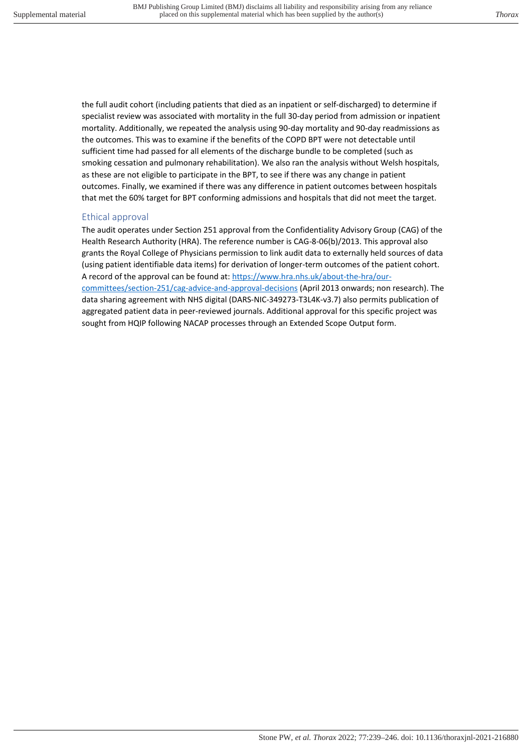the full audit cohort (including patients that died as an inpatient or self-discharged) to determine if specialist review was associated with mortality in the full 30-day period from admission or inpatient mortality. Additionally, we repeated the analysis using 90-day mortality and 90-day readmissions as the outcomes. This was to examine if the benefits of the COPD BPT were not detectable until sufficient time had passed for all elements of the discharge bundle to be completed (such as smoking cessation and pulmonary rehabilitation). We also ran the analysis without Welsh hospitals, as these are not eligible to participate in the BPT, to see if there was any change in patient outcomes. Finally, we examined if there was any difference in patient outcomes between hospitals that met the 60% target for BPT conforming admissions and hospitals that did not meet the target.

## Ethical approval

The audit operates under Section 251 approval from the Confidentiality Advisory Group (CAG) of the Health Research Authority (HRA). The reference number is CAG-8-06(b)/2013. This approval also grants the Royal College of Physicians permission to link audit data to externally held sources of data (using patient identifiable data items) for derivation of longer-term outcomes of the patient cohort. A record of the approval can be found at: https://www.hra.nhs.uk/about-the-hra/our-committees/section-251/cag-advice-and-approval-decisions (April 2013 onwards; non research). The data sharing agreement with NHS digital (DARS-NIC-349273-T3L4K-v3.7) also permits publication of aggregated patient data in peer-reviewed journals. Additional approval for this specific project was sought from HQIP following NACAP processes through an Extended Scope Output form.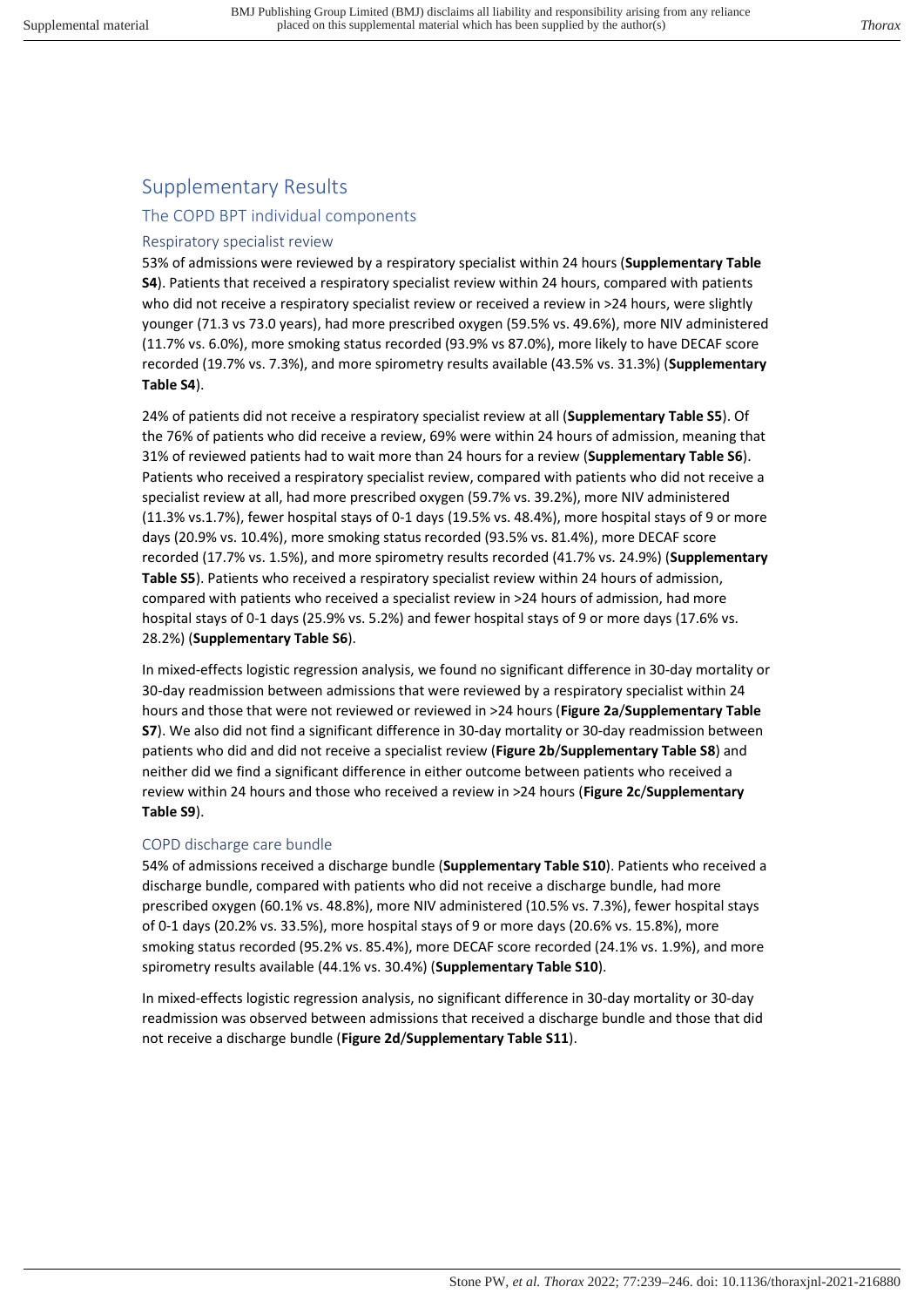# Supplementary Results

## The COPD BPT individual components

### Respiratory specialist review

53% of admissions were reviewed by a respiratory specialist within 24 hours (**Supplementary Table S4**). Patients that received a respiratory specialist review within 24 hours, compared with patients who did not receive a respiratory specialist review or received a review in >24 hours, were slightly younger (71.3 vs 73.0 years), had more prescribed oxygen (59.5% vs. 49.6%), more NIV administered (11.7% vs. 6.0%), more smoking status recorded (93.9% vs 87.0%), more likely to have DECAF score recorded (19.7% vs. 7.3%), and more spirometry results available (43.5% vs. 31.3%) (**Supplementary Table S4**).

24% of patients did not receive a respiratory specialist review at all (**Supplementary Table S5**). Of the 76% of patients who did receive a review, 69% were within 24 hours of admission, meaning that 31% of reviewed patients had to wait more than 24 hours for a review (**Supplementary Table S6**). Patients who received a respiratory specialist review, compared with patients who did not receive a specialist review at all, had more prescribed oxygen (59.7% vs. 39.2%), more NIV administered (11.3% vs.1.7%), fewer hospital stays of 0-1 days (19.5% vs. 48.4%), more hospital stays of 9 or more days (20.9% vs. 10.4%), more smoking status recorded (93.5% vs. 81.4%), more DECAF score recorded (17.7% vs. 1.5%), and more spirometry results recorded (41.7% vs. 24.9%) (**Supplementary Table S5**). Patients who received a respiratory specialist review within 24 hours of admission, compared with patients who received a specialist review in >24 hours of admission, had more hospital stays of 0-1 days (25.9% vs. 5.2%) and fewer hospital stays of 9 or more days (17.6% vs. 28.2%) (**Supplementary Table S6**).

In mixed-effects logistic regression analysis, we found no significant difference in 30-day mortality or 30-day readmission between admissions that were reviewed by a respiratory specialist within 24 hours and those that were not reviewed or reviewed in >24 hours (**Figure 2a**/**Supplementary Table S7**). We also did not find a significant difference in 30-day mortality or 30-day readmission between patients who did and did not receive a specialist review (**Figure 2b**/**Supplementary Table S8**) and neither did we find a significant difference in either outcome between patients who received a review within 24 hours and those who received a review in >24 hours (**Figure 2c**/**Supplementary Table S9**).

### COPD discharge care bundle

54% of admissions received a discharge bundle (**Supplementary Table S10**). Patients who received a discharge bundle, compared with patients who did not receive a discharge bundle, had more prescribed oxygen (60.1% vs. 48.8%), more NIV administered (10.5% vs. 7.3%), fewer hospital stays of 0-1 days (20.2% vs. 33.5%), more hospital stays of 9 or more days (20.6% vs. 15.8%), more smoking status recorded (95.2% vs. 85.4%), more DECAF score recorded (24.1% vs. 1.9%), and more spirometry results available (44.1% vs. 30.4%) (**Supplementary Table S10**).

In mixed-effects logistic regression analysis, no significant difference in 30-day mortality or 30-day readmission was observed between admissions that received a discharge bundle and those that did not receive a discharge bundle (**Figure 2d**/**Supplementary Table S11**).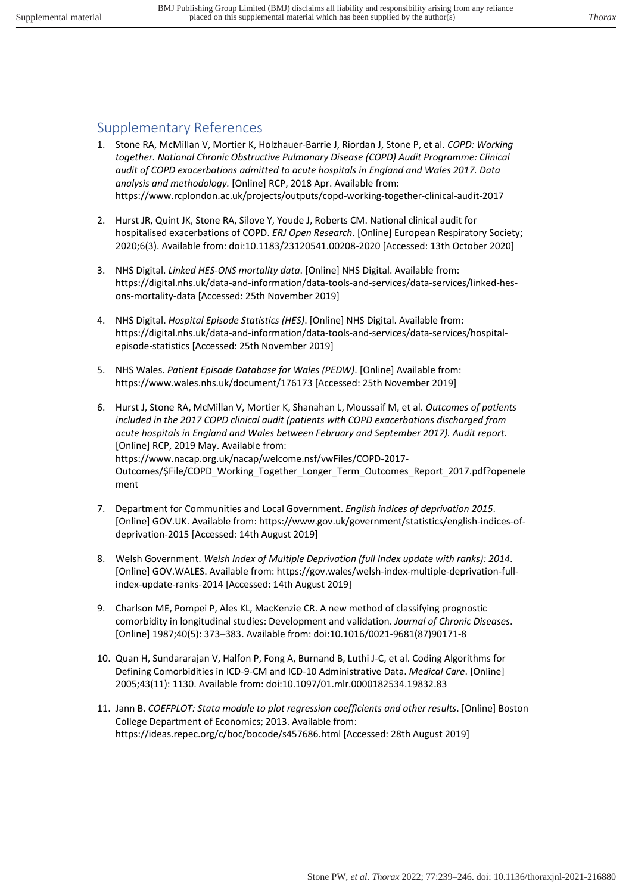## Supplementary References

1. Stone RA, McMillan V, Mortier K, Holzhauer-Barrie J, Riordan J, Stone P, et al. *COPD: Working together. National Chronic Obstructive Pulmonary Disease (COPD) Audit Programme: Clinical audit of COPD exacerbations admitted to acute hospitals in England and Wales 2017. Data analysis and methodology.* [Online] RCP, 2018 Apr. Available from: https://www.rcplondon.ac.uk/projects/outputs/copd-working-together-clinical-audit-2017

2. Hurst JR, Quint JK, Stone RA, Silove Y, Youde J, Roberts CM. National clinical audit for hospitalised exacerbations of COPD. *ERJ Open Research*. [Online] European Respiratory Society; 2020;6(3). Available from: doi:10.1183/23120541.00208-2020 [Accessed: 13th October 2020]

3. NHS Digital. *Linked HES-ONS mortality data*. [Online] NHS Digital. Available from: https://digital.nhs.uk/data-and-information/data-tools-and-services/data-services/linked-hes-ons-mortality-data [Accessed: 25th November 2019]

4. NHS Digital. *Hospital Episode Statistics (HES)*. [Online] NHS Digital. Available from: https://digital.nhs.uk/data-and-information/data-tools-and-services/data-services/hospital-episode-statistics [Accessed: 25th November 2019]

5. NHS Wales. *Patient Episode Database for Wales (PEDW)*. [Online] Available from: https://www.wales.nhs.uk/document/176173 [Accessed: 25th November 2019]

6. Hurst J, Stone RA, McMillan V, Mortier K, Shanahan L, Moussaif M, et al. *Outcomes of patients included in the 2017 COPD clinical audit (patients with COPD exacerbations discharged from acute hospitals in England and Wales between February and September 2017). Audit report.* [Online] RCP, 2019 May. Available from: https://www.nacap.org.uk/nacap/welcome.nsf/vwFiles/COPD-2017-Outcomes/$File/COPD_Working_Together_Longer_Term_Outcomes_Report_2017.pdf?openelement

7. Department for Communities and Local Government. *English indices of deprivation 2015*. [Online] GOV.UK. Available from: https://www.gov.uk/government/statistics/english-indices-of-deprivation-2015 [Accessed: 14th August 2019]

8. Welsh Government. *Welsh Index of Multiple Deprivation (full Index update with ranks): 2014*. [Online] GOV.WALES. Available from: https://gov.wales/welsh-index-multiple-deprivation-full-index-update-ranks-2014 [Accessed: 14th August 2019]

9. Charlson ME, Pompei P, Ales KL, MacKenzie CR. A new method of classifying prognostic comorbidity in longitudinal studies: Development and validation. *Journal of Chronic Diseases*. [Online] 1987;40(5): 373–383. Available from: doi:10.1016/0021-9681(87)90171-8

10. Quan H, Sundararajan V, Halfon P, Fong A, Burnand B, Luthi J-C, et al. Coding Algorithms for Defining Comorbidities in ICD-9-CM and ICD-10 Administrative Data. *Medical Care*. [Online] 2005;43(11): 1130. Available from: doi:10.1097/01.mlr.0000182534.19832.83

11. Jann B. *COEFPLOT: Stata module to plot regression coefficients and other results*. [Online] Boston College Department of Economics; 2013. Available from: https://ideas.repec.org/c/boc/bocode/s457686.html [Accessed: 28th August 2019]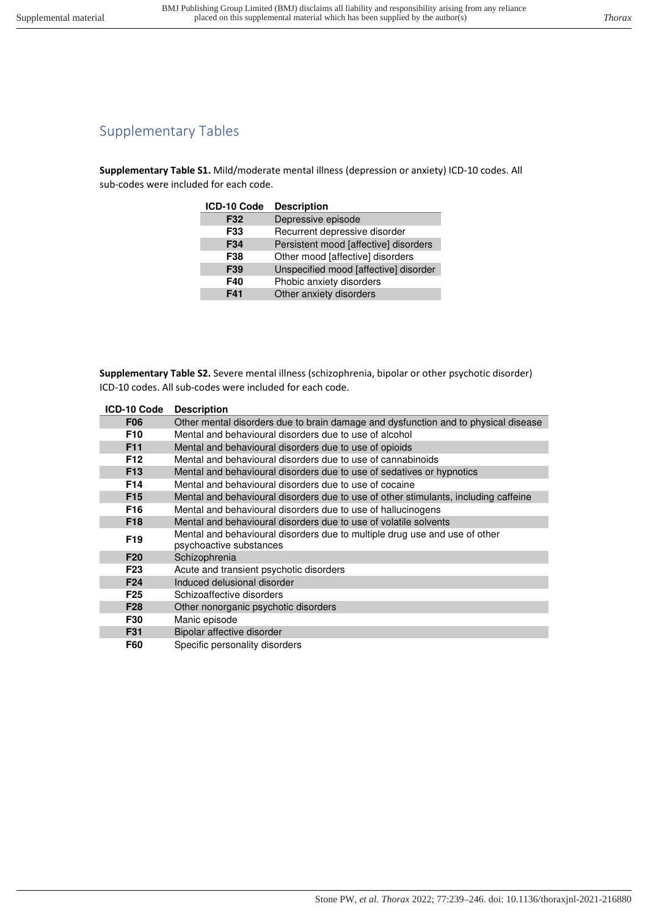## Supplementary Tables

**Supplementary Table S1.** Mild/moderate mental illness (depression or anxiety) ICD-10 codes. All sub-codes were included for each code.

| ICD-10 Code | Description |
|---|---|
| **F32** | Depressive episode |
| **F33** | Recurrent depressive disorder |
| **F34** | Persistent mood [affective] disorders |
| **F38** | Other mood [affective] disorders |
| **F39** | Unspecified mood [affective] disorder |
| **F40** | Phobic anxiety disorders |
| **F41** | Other anxiety disorders |

**Supplementary Table S2.** Severe mental illness (schizophrenia, bipolar or other psychotic disorder) ICD-10 codes. All sub-codes were included for each code.

| ICD-10 Code | Description |
|---|---|
| **F06** | Other mental disorders due to brain damage and dysfunction and to physical disease |
| **F10** | Mental and behavioural disorders due to use of alcohol |
| **F11** | Mental and behavioural disorders due to use of opioids |
| **F12** | Mental and behavioural disorders due to use of cannabinoids |
| **F13** | Mental and behavioural disorders due to use of sedatives or hypnotics |
| **F14** | Mental and behavioural disorders due to use of cocaine |
| **F15** | Mental and behavioural disorders due to use of other stimulants, including caffeine |
| **F16** | Mental and behavioural disorders due to use of hallucinogens |
| **F18** | Mental and behavioural disorders due to use of volatile solvents |
| **F19** | Mental and behavioural disorders due to multiple drug use and use of other psychoactive substances |
| **F20** | Schizophrenia |
| **F23** | Acute and transient psychotic disorders |
| **F24** | Induced delusional disorder |
| **F25** | Schizoaffective disorders |
| **F28** | Other nonorganic psychotic disorders |
| **F30** | Manic episode |
| **F31** | Bipolar affective disorder |
| **F60** | Specific personality disorders |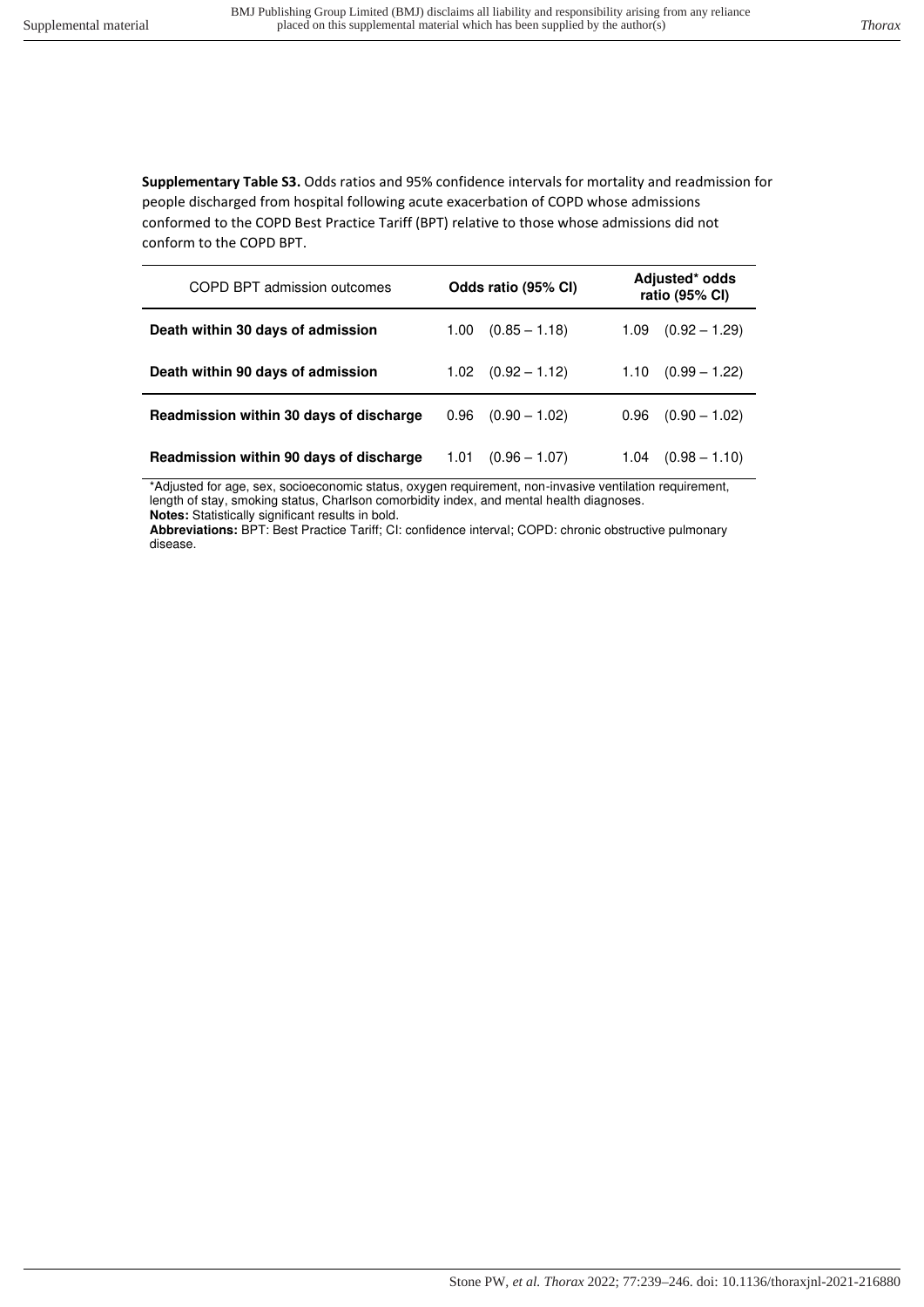**Supplementary Table S3.** Odds ratios and 95% confidence intervals for mortality and readmission for people discharged from hospital following acute exacerbation of COPD whose admissions conformed to the COPD Best Practice Tariff (BPT) relative to those whose admissions did not conform to the COPD BPT.

| COPD BPT admission outcomes | **Odds ratio (95% CI)** | **Adjusted* odds ratio (95% CI)** |
|---|---|---|
| **Death within 30 days of admission** | 1.00 (0.85 – 1.18) | 1.09 (0.92 – 1.29) |
| **Death within 90 days of admission** | 1.02 (0.92 – 1.12) | 1.10 (0.99 – 1.22) |
| **Readmission within 30 days of discharge** | 0.96 (0.90 – 1.02) | 0.96 (0.90 – 1.02) |
| **Readmission within 90 days of discharge** | 1.01 (0.96 – 1.07) | 1.04 (0.98 – 1.10) |

*Adjusted for age, sex, socioeconomic status, oxygen requirement, non-invasive ventilation requirement, length of stay, smoking status, Charlson comorbidity index, and mental health diagnoses.

**Notes:** Statistically significant results in bold.

**Abbreviations:** BPT: Best Practice Tariff; CI: confidence interval; COPD: chronic obstructive pulmonary disease.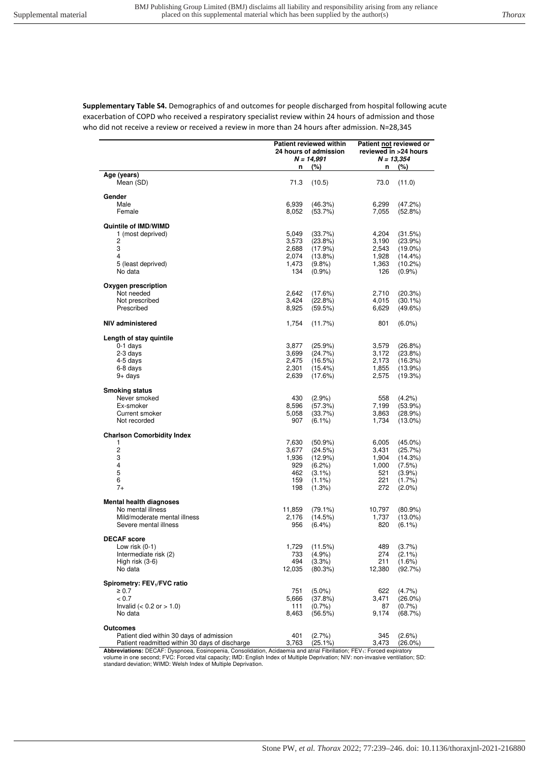**Supplementary Table S4.** Demographics of and outcomes for people discharged from hospital following acute exacerbation of COPD who received a respiratory specialist review within 24 hours of admission and those who did not receive a review or received a review in more than 24 hours after admission. N=28,345

| | Patient reviewed within 24 hours of admission *N = 14,991* | | Patient not reviewed or reviewed in >24 hours *N = 13,354* | |
|---|---|---|---|---|
| | **n** | **(%)** | **n** | **(%)** |
| **Age (years)** | | | | |
| Mean (SD) | 71.3 | (10.5) | 73.0 | (11.0) |
| **Gender** | | | | |
| Male | 6,939 | (46.3%) | 6,299 | (47.2%) |
| Female | 8,052 | (53.7%) | 7,055 | (52.8%) |
| **Quintile of IMD/WIMD** | | | | |
| 1 (most deprived) | 5,049 | (33.7%) | 4,204 | (31.5%) |
| 2 | 3,573 | (23.8%) | 3,190 | (23.9%) |
| 3 | 2,688 | (17.9%) | 2,543 | (19.0%) |
| 4 | 2,074 | (13.8%) | 1,928 | (14.4%) |
| 5 (least deprived) | 1,473 | (9.8%) | 1,363 | (10.2%) |
| No data | 134 | (0.9%) | 126 | (0.9%) |
| **Oxygen prescription** | | | | |
| Not needed | 2,642 | (17.6%) | 2,710 | (20.3%) |
| Not prescribed | 3,424 | (22.8%) | 4,015 | (30.1%) |
| Prescribed | 8,925 | (59.5%) | 6,629 | (49.6%) |
| **NIV administered** | 1,754 | (11.7%) | 801 | (6.0%) |
| **Length of stay quintile** | | | | |
| 0-1 days | 3,877 | (25.9%) | 3,579 | (26.8%) |
| 2-3 days | 3,699 | (24.7%) | 3,172 | (23.8%) |
| 4-5 days | 2,475 | (16.5%) | 2,173 | (16.3%) |
| 6-8 days | 2,301 | (15.4%) | 1,855 | (13.9%) |
| 9+ days | 2,639 | (17.6%) | 2,575 | (19.3%) |
| **Smoking status** | | | | |
| Never smoked | 430 | (2.9%) | 558 | (4.2%) |
| Ex-smoker | 8,596 | (57.3%) | 7,199 | (53.9%) |
| Current smoker | 5,058 | (33.7%) | 3,863 | (28.9%) |
| Not recorded | 907 | (6.1%) | 1,734 | (13.0%) |
| **Charlson Comorbidity Index** | | | | |
| 1 | 7,630 | (50.9%) | 6,005 | (45.0%) |
| 2 | 3,677 | (24.5%) | 3,431 | (25.7%) |
| 3 | 1,936 | (12.9%) | 1,904 | (14.3%) |
| 4 | 929 | (6.2%) | 1,000 | (7.5%) |
| 5 | 462 | (3.1%) | 521 | (3.9%) |
| 6 | 159 | (1.1%) | 221 | (1.7%) |
| 7+ | 198 | (1.3%) | 272 | (2.0%) |
| **Mental health diagnoses** | | | | |
| No mental illness | 11,859 | (79.1%) | 10,797 | (80.9%) |
| Mild/moderate mental illness | 2,176 | (14.5%) | 1,737 | (13.0%) |
| Severe mental illness | 956 | (6.4%) | 820 | (6.1%) |
| **DECAF score** | | | | |
| Low risk (0-1) | 1,729 | (11.5%) | 489 | (3.7%) |
| Intermediate risk (2) | 733 | (4.9%) | 274 | (2.1%) |
| High risk (3-6) | 494 | (3.3%) | 211 | (1.6%) |
| No data | 12,035 | (80.3%) | 12,380 | (92.7%) |
| **Spirometry: $FEV_1$/FVC ratio** | | | | |
| ≥ 0.7 | 751 | (5.0%) | 622 | (4.7%) |
| < 0.7 | 5,666 | (37.8%) | 3,471 | (26.0%) |
| Invalid (< 0.2 or > 1.0) | 111 | (0.7%) | 87 | (0.7%) |
| No data | 8,463 | (56.5%) | 9,174 | (68.7%) |
| **Outcomes** | | | | |
| Patient died within 30 days of admission | 401 | (2.7%) | 345 | (2.6%) |
| Patient readmitted within 30 days of discharge | 3,763 | (25.1%) | 3,473 | (26.0%) |

**Abbreviations:** DECAF: Dyspnoea, Eosinopenia, Consolidation, Acidaemia and atrial Fibrillation; $FEV_1$: Forced expiratory volume in one second; FVC: Forced vital capacity; IMD: English Index of Multiple Deprivation; NIV: non-invasive ventilation; SD: standard deviation; WIMD: Welsh Index of Multiple Deprivation.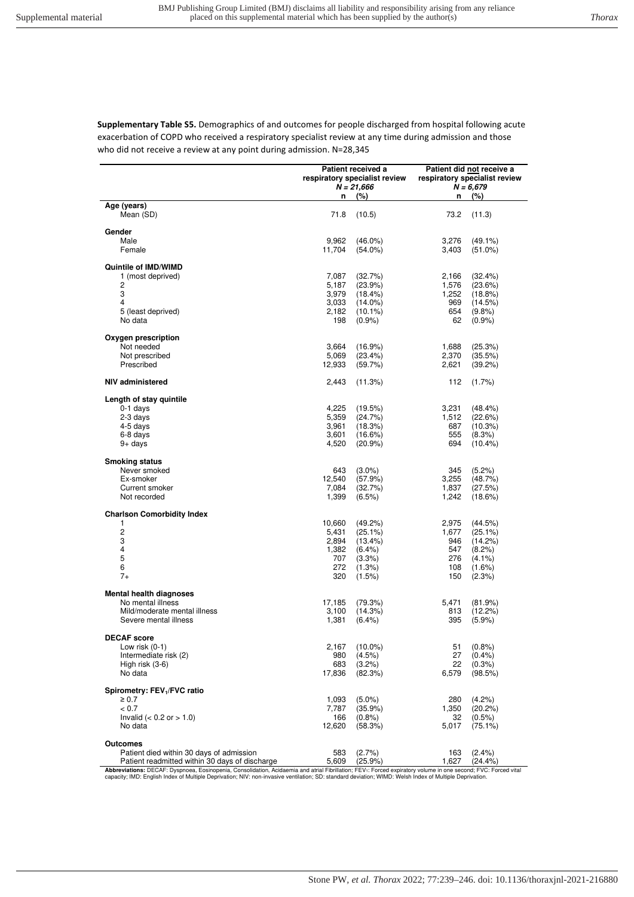**Supplementary Table S5.** Demographics of and outcomes for people discharged from hospital following acute exacerbation of COPD who received a respiratory specialist review at any time during admission and those who did not receive a review at any point during admission. N=28,345

| | Patient received a respiratory specialist review *N = 21,666* | | Patient did not receive a respiratory specialist review *N = 6,679* | |
|---|---|---|---|---|
| | **n** | **(%)** | **n** | **(%)** |
| **Age (years)** | | | | |
| Mean (SD) | 71.8 | (10.5) | 73.2 | (11.3) |
| **Gender** | | | | |
| Male | 9,962 | (46.0%) | 3,276 | (49.1%) |
| Female | 11,704 | (54.0%) | 3,403 | (51.0%) |
| **Quintile of IMD/WIMD** | | | | |
| 1 (most deprived) | 7,087 | (32.7%) | 2,166 | (32.4%) |
| 2 | 5,187 | (23.9%) | 1,576 | (23.6%) |
| 3 | 3,979 | (18.4%) | 1,252 | (18.8%) |
| 4 | 3,033 | (14.0%) | 969 | (14.5%) |
| 5 (least deprived) | 2,182 | (10.1%) | 654 | (9.8%) |
| No data | 198 | (0.9%) | 62 | (0.9%) |
| **Oxygen prescription** | | | | |
| Not needed | 3,664 | (16.9%) | 1,688 | (25.3%) |
| Not prescribed | 5,069 | (23.4%) | 2,370 | (35.5%) |
| Prescribed | 12,933 | (59.7%) | 2,621 | (39.2%) |
| **NIV administered** | 2,443 | (11.3%) | 112 | (1.7%) |
| **Length of stay quintile** | | | | |
| 0-1 days | 4,225 | (19.5%) | 3,231 | (48.4%) |
| 2-3 days | 5,359 | (24.7%) | 1,512 | (22.6%) |
| 4-5 days | 3,961 | (18.3%) | 687 | (10.3%) |
| 6-8 days | 3,601 | (16.6%) | 555 | (8.3%) |
| 9+ days | 4,520 | (20.9%) | 694 | (10.4%) |
| **Smoking status** | | | | |
| Never smoked | 643 | (3.0%) | 345 | (5.2%) |
| Ex-smoker | 12,540 | (57.9%) | 3,255 | (48.7%) |
| Current smoker | 7,084 | (32.7%) | 1,837 | (27.5%) |
| Not recorded | 1,399 | (6.5%) | 1,242 | (18.6%) |
| **Charlson Comorbidity Index** | | | | |
| 1 | 10,660 | (49.2%) | 2,975 | (44.5%) |
| 2 | 5,431 | (25.1%) | 1,677 | (25.1%) |
| 3 | 2,894 | (13.4%) | 946 | (14.2%) |
| 4 | 1,382 | (6.4%) | 547 | (8.2%) |
| 5 | 707 | (3.3%) | 276 | (4.1%) |
| 6 | 272 | (1.3%) | 108 | (1.6%) |
| 7+ | 320 | (1.5%) | 150 | (2.3%) |
| **Mental health diagnoses** | | | | |
| No mental illness | 17,185 | (79.3%) | 5,471 | (81.9%) |
| Mild/moderate mental illness | 3,100 | (14.3%) | 813 | (12.2%) |
| Severe mental illness | 1,381 | (6.4%) | 395 | (5.9%) |
| **DECAF score** | | | | |
| Low risk (0-1) | 2,167 | (10.0%) | 51 | (0.8%) |
| Intermediate risk (2) | 980 | (4.5%) | 27 | (0.4%) |
| High risk (3-6) | 683 | (3.2%) | 22 | (0.3%) |
| No data | 17,836 | (82.3%) | 6,579 | (98.5%) |
| **Spirometry: $FEV_1$/FVC ratio** | | | | |
| $\geq 0.7$ | 1,093 | (5.0%) | 280 | (4.2%) |
| $< 0.7$ | 7,787 | (35.9%) | 1,350 | (20.2%) |
| Invalid ($< 0.2$ or $> 1.0$) | 166 | (0.8%) | 32 | (0.5%) |
| No data | 12,620 | (58.3%) | 5,017 | (75.1%) |
| **Outcomes** | | | | |
| Patient died within 30 days of admission | 583 | (2.7%) | 163 | (2.4%) |
| Patient readmitted within 30 days of discharge | 5,609 | (25.9%) | 1,627 | (24.4%) |

**Abbreviations:** DECAF: Dyspnoea, Eosinopenia, Consolidation, Acidaemia and atrial Fibrillation; $FEV_1$: Forced expiratory volume in one second; FVC: Forced vital capacity; IMD: English Index of Multiple Deprivation; NIV: non-invasive ventilation; SD: standard deviation; WIMD: Welsh Index of Multiple Deprivation.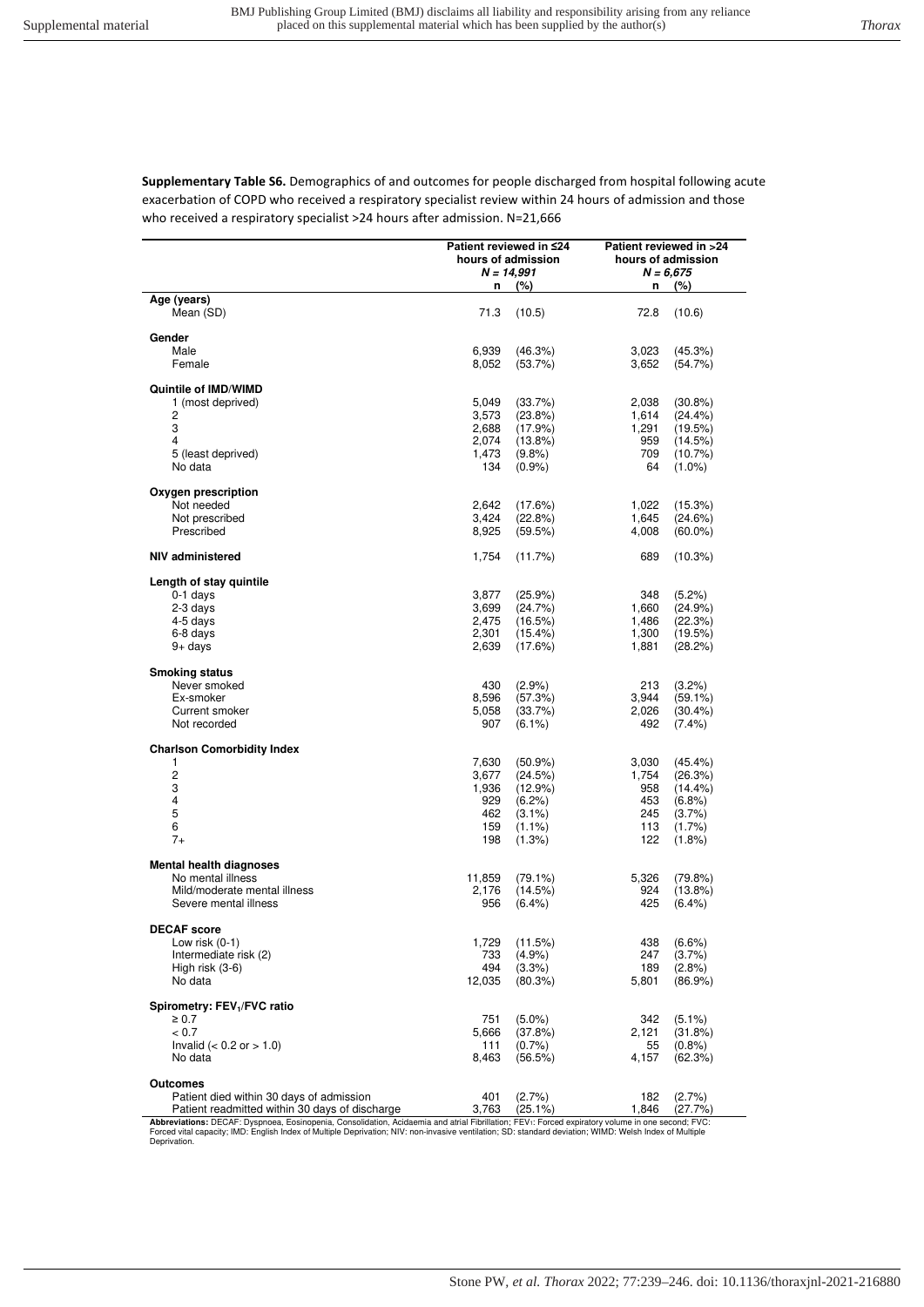**Supplementary Table S6.** Demographics of and outcomes for people discharged from hospital following acute exacerbation of COPD who received a respiratory specialist review within 24 hours of admission and those who received a respiratory specialist >24 hours after admission. N=21,666

| | Patient reviewed in ≤24 hours of admission *N = 14,991* | | Patient reviewed in >24 hours of admission *N = 6,675* | |
|---|---|---|---|---|
| | **n** | **(%)** | **n** | **(%)** |
| **Age (years)** | | | | |
| Mean (SD) | 71.3 | (10.5) | 72.8 | (10.6) |
| **Gender** | | | | |
| Male | 6,939 | (46.3%) | 3,023 | (45.3%) |
| Female | 8,052 | (53.7%) | 3,652 | (54.7%) |
| **Quintile of IMD/WIMD** | | | | |
| 1 (most deprived) | 5,049 | (33.7%) | 2,038 | (30.8%) |
| 2 | 3,573 | (23.8%) | 1,614 | (24.4%) |
| 3 | 2,688 | (17.9%) | 1,291 | (19.5%) |
| 4 | 2,074 | (13.8%) | 959 | (14.5%) |
| 5 (least deprived) | 1,473 | (9.8%) | 709 | (10.7%) |
| No data | 134 | (0.9%) | 64 | (1.0%) |
| **Oxygen prescription** | | | | |
| Not needed | 2,642 | (17.6%) | 1,022 | (15.3%) |
| Not prescribed | 3,424 | (22.8%) | 1,645 | (24.6%) |
| Prescribed | 8,925 | (59.5%) | 4,008 | (60.0%) |
| **NIV administered** | 1,754 | (11.7%) | 689 | (10.3%) |
| **Length of stay quintile** | | | | |
| 0-1 days | 3,877 | (25.9%) | 348 | (5.2%) |
| 2-3 days | 3,699 | (24.7%) | 1,660 | (24.9%) |
| 4-5 days | 2,475 | (16.5%) | 1,486 | (22.3%) |
| 6-8 days | 2,301 | (15.4%) | 1,300 | (19.5%) |
| 9+ days | 2,639 | (17.6%) | 1,881 | (28.2%) |
| **Smoking status** | | | | |
| Never smoked | 430 | (2.9%) | 213 | (3.2%) |
| Ex-smoker | 8,596 | (57.3%) | 3,944 | (59.1%) |
| Current smoker | 5,058 | (33.7%) | 2,026 | (30.4%) |
| Not recorded | 907 | (6.1%) | 492 | (7.4%) |
| **Charlson Comorbidity Index** | | | | |
| 1 | 7,630 | (50.9%) | 3,030 | (45.4%) |
| 2 | 3,677 | (24.5%) | 1,754 | (26.3%) |
| 3 | 1,936 | (12.9%) | 958 | (14.4%) |
| 4 | 929 | (6.2%) | 453 | (6.8%) |
| 5 | 462 | (3.1%) | 245 | (3.7%) |
| 6 | 159 | (1.1%) | 113 | (1.7%) |
| 7+ | 198 | (1.3%) | 122 | (1.8%) |
| **Mental health diagnoses** | | | | |
| No mental illness | 11,859 | (79.1%) | 5,326 | (79.8%) |
| Mild/moderate mental illness | 2,176 | (14.5%) | 924 | (13.8%) |
| Severe mental illness | 956 | (6.4%) | 425 | (6.4%) |
| **DECAF score** | | | | |
| Low risk (0-1) | 1,729 | (11.5%) | 438 | (6.6%) |
| Intermediate risk (2) | 733 | (4.9%) | 247 | (3.7%) |
| High risk (3-6) | 494 | (3.3%) | 189 | (2.8%) |
| No data | 12,035 | (80.3%) | 5,801 | (86.9%) |
| **Spirometry: $FEV_1$/FVC ratio** | | | | |
| ≥ 0.7 | 751 | (5.0%) | 342 | (5.1%) |
| < 0.7 | 5,666 | (37.8%) | 2,121 | (31.8%) |
| Invalid (< 0.2 or > 1.0) | 111 | (0.7%) | 55 | (0.8%) |
| No data | 8,463 | (56.5%) | 4,157 | (62.3%) |
| **Outcomes** | | | | |
| Patient died within 30 days of admission | 401 | (2.7%) | 182 | (2.7%) |
| Patient readmitted within 30 days of discharge | 3,763 | (25.1%) | 1,846 | (27.7%) |

**Abbreviations:** DECAF: Dyspnoea, Eosinopenia, Consolidation, Acidaemia and atrial Fibrillation; $FEV_1$: Forced expiratory volume in one second; FVC: Forced vital capacity; IMD: English Index of Multiple Deprivation; NIV: non-invasive ventilation; SD: standard deviation; WIMD: Welsh Index of Multiple Deprivation.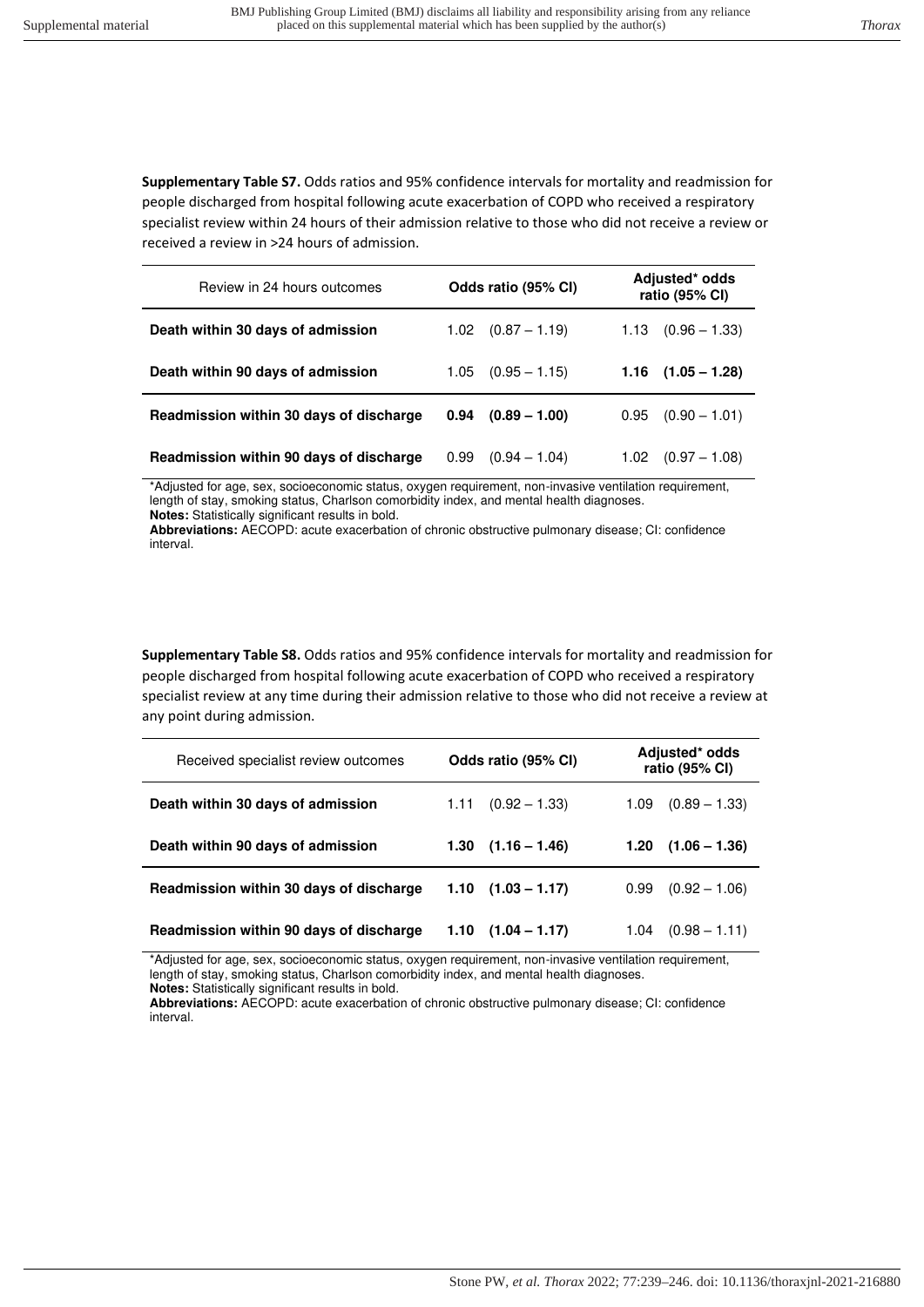**Supplementary Table S7.** Odds ratios and 95% confidence intervals for mortality and readmission for people discharged from hospital following acute exacerbation of COPD who received a respiratory specialist review within 24 hours of their admission relative to those who did not receive a review or received a review in >24 hours of admission.

| Review in 24 hours outcomes | Odds ratio (95% CI) | Adjusted* odds ratio (95% CI) |
|---|---|---|
| **Death within 30 days of admission** | 1.02 (0.87 – 1.19) | 1.13 (0.96 – 1.33) |
| **Death within 90 days of admission** | 1.05 (0.95 – 1.15) | **1.16 (1.05 – 1.28)** |
| **Readmission within 30 days of discharge** | **0.94 (0.89 – 1.00)** | 0.95 (0.90 – 1.01) |
| **Readmission within 90 days of discharge** | 0.99 (0.94 – 1.04) | 1.02 (0.97 – 1.08) |

*Adjusted for age, sex, socioeconomic status, oxygen requirement, non-invasive ventilation requirement, length of stay, smoking status, Charlson comorbidity index, and mental health diagnoses.
**Notes:** Statistically significant results in bold.
**Abbreviations:** AECOPD: acute exacerbation of chronic obstructive pulmonary disease; CI: confidence interval.

**Supplementary Table S8.** Odds ratios and 95% confidence intervals for mortality and readmission for people discharged from hospital following acute exacerbation of COPD who received a respiratory specialist review at any time during their admission relative to those who did not receive a review at any point during admission.

| Received specialist review outcomes | Odds ratio (95% CI) | Adjusted* odds ratio (95% CI) |
|---|---|---|
| **Death within 30 days of admission** | 1.11 (0.92 – 1.33) | 1.09 (0.89 – 1.33) |
| **Death within 90 days of admission** | **1.30 (1.16 – 1.46)** | **1.20 (1.06 – 1.36)** |
| **Readmission within 30 days of discharge** | **1.10 (1.03 – 1.17)** | 0.99 (0.92 – 1.06) |
| **Readmission within 90 days of discharge** | **1.10 (1.04 – 1.17)** | 1.04 (0.98 – 1.11) |

*Adjusted for age, sex, socioeconomic status, oxygen requirement, non-invasive ventilation requirement, length of stay, smoking status, Charlson comorbidity index, and mental health diagnoses.
**Notes:** Statistically significant results in bold.
**Abbreviations:** AECOPD: acute exacerbation of chronic obstructive pulmonary disease; CI: confidence interval.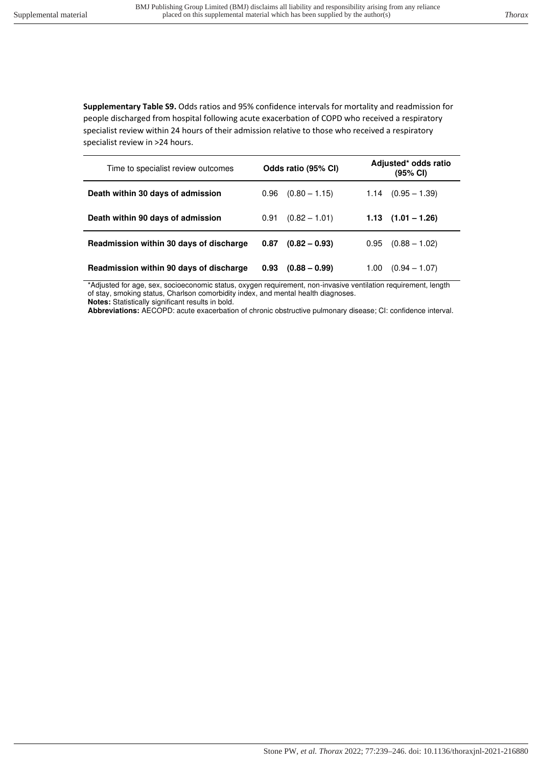**Supplementary Table S9.** Odds ratios and 95% confidence intervals for mortality and readmission for people discharged from hospital following acute exacerbation of COPD who received a respiratory specialist review within 24 hours of their admission relative to those who received a respiratory specialist review in >24 hours.

| Time to specialist review outcomes | Odds ratio (95% CI) | Adjusted* odds ratio (95% CI) |
|---|---|---|
| **Death within 30 days of admission** | 0.96 (0.80 – 1.15) | 1.14 (0.95 – 1.39) |
| **Death within 90 days of admission** | 0.91 (0.82 – 1.01) | **1.13 (1.01 – 1.26)** |
| **Readmission within 30 days of discharge** | **0.87 (0.82 – 0.93)** | 0.95 (0.88 – 1.02) |
| **Readmission within 90 days of discharge** | **0.93 (0.88 – 0.99)** | 1.00 (0.94 – 1.07) |

*Adjusted for age, sex, socioeconomic status, oxygen requirement, non-invasive ventilation requirement, length of stay, smoking status, Charlson comorbidity index, and mental health diagnoses.

**Notes:** Statistically significant results in bold.

**Abbreviations:** AECOPD: acute exacerbation of chronic obstructive pulmonary disease; CI: confidence interval.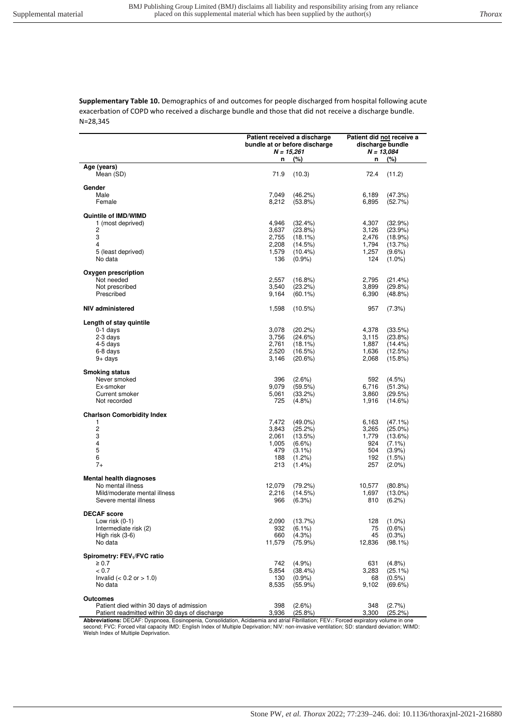**Supplementary Table 10.** Demographics of and outcomes for people discharged from hospital following acute exacerbation of COPD who received a discharge bundle and those that did not receive a discharge bundle. N=28,345

| | Patient received a discharge bundle at or before discharge *N = 15,261* | | Patient did not receive a discharge bundle *N = 13,084* | |
|---|---|---|---|---|
| | **n** | **(%)** | **n** | **(%)** |
| **Age (years)** | | | | |
| Mean (SD) | 71.9 | (10.3) | 72.4 | (11.2) |
| **Gender** | | | | |
| Male | 7,049 | (46.2%) | 6,189 | (47.3%) |
| Female | 8,212 | (53.8%) | 6,895 | (52.7%) |
| **Quintile of IMD/WIMD** | | | | |
| 1 (most deprived) | 4,946 | (32.4%) | 4,307 | (32.9%) |
| 2 | 3,637 | (23.8%) | 3,126 | (23.9%) |
| 3 | 2,755 | (18.1%) | 2,476 | (18.9%) |
| 4 | 2,208 | (14.5%) | 1,794 | (13.7%) |
| 5 (least deprived) | 1,579 | (10.4%) | 1,257 | (9.6%) |
| No data | 136 | (0.9%) | 124 | (1.0%) |
| **Oxygen prescription** | | | | |
| Not needed | 2,557 | (16.8%) | 2,795 | (21.4%) |
| Not prescribed | 3,540 | (23.2%) | 3,899 | (29.8%) |
| Prescribed | 9,164 | (60.1%) | 6,390 | (48.8%) |
| **NIV administered** | 1,598 | (10.5%) | 957 | (7.3%) |
| **Length of stay quintile** | | | | |
| 0-1 days | 3,078 | (20.2%) | 4,378 | (33.5%) |
| 2-3 days | 3,756 | (24.6%) | 3,115 | (23.8%) |
| 4-5 days | 2,761 | (18.1%) | 1,887 | (14.4%) |
| 6-8 days | 2,520 | (16.5%) | 1,636 | (12.5%) |
| 9+ days | 3,146 | (20.6%) | 2,068 | (15.8%) |
| **Smoking status** | | | | |
| Never smoked | 396 | (2.6%) | 592 | (4.5%) |
| Ex-smoker | 9,079 | (59.5%) | 6,716 | (51.3%) |
| Current smoker | 5,061 | (33.2%) | 3,860 | (29.5%) |
| Not recorded | 725 | (4.8%) | 1,916 | (14.6%) |
| **Charlson Comorbidity Index** | | | | |
| 1 | 7,472 | (49.0%) | 6,163 | (47.1%) |
| 2 | 3,843 | (25.2%) | 3,265 | (25.0%) |
| 3 | 2,061 | (13.5%) | 1,779 | (13.6%) |
| 4 | 1,005 | (6.6%) | 924 | (7.1%) |
| 5 | 479 | (3.1%) | 504 | (3.9%) |
| 6 | 188 | (1.2%) | 192 | (1.5%) |
| 7+ | 213 | (1.4%) | 257 | (2.0%) |
| **Mental health diagnoses** | | | | |
| No mental illness | 12,079 | (79.2%) | 10,577 | (80.8%) |
| Mild/moderate mental illness | 2,216 | (14.5%) | 1,697 | (13.0%) |
| Severe mental illness | 966 | (6.3%) | 810 | (6.2%) |
| **DECAF score** | | | | |
| Low risk (0-1) | 2,090 | (13.7%) | 128 | (1.0%) |
| Intermediate risk (2) | 932 | (6.1%) | 75 | (0.6%) |
| High risk (3-6) | 660 | (4.3%) | 45 | (0.3%) |
| No data | 11,579 | (75.9%) | 12,836 | (98.1%) |
| **Spirometry: $FEV_1$/FVC ratio** | | | | |
| ≥ 0.7 | 742 | (4.9%) | 631 | (4.8%) |
| < 0.7 | 5,854 | (38.4%) | 3,283 | (25.1%) |
| Invalid (< 0.2 or > 1.0) | 130 | (0.9%) | 68 | (0.5%) |
| No data | 8,535 | (55.9%) | 9,102 | (69.6%) |
| **Outcomes** | | | | |
| Patient died within 30 days of admission | 398 | (2.6%) | 348 | (2.7%) |
| Patient readmitted within 30 days of discharge | 3,936 | (25.8%) | 3,300 | (25.2%) |

**Abbreviations:** DECAF: Dyspnoea, Eosinopenia, Consolidation, Acidaemia and atrial Fibrillation; $FEV_1$: Forced expiratory volume in one second; FVC: Forced vital capacity IMD: English Index of Multiple Deprivation; NIV: non-invasive ventilation; SD: standard deviation; WIMD: Welsh Index of Multiple Deprivation.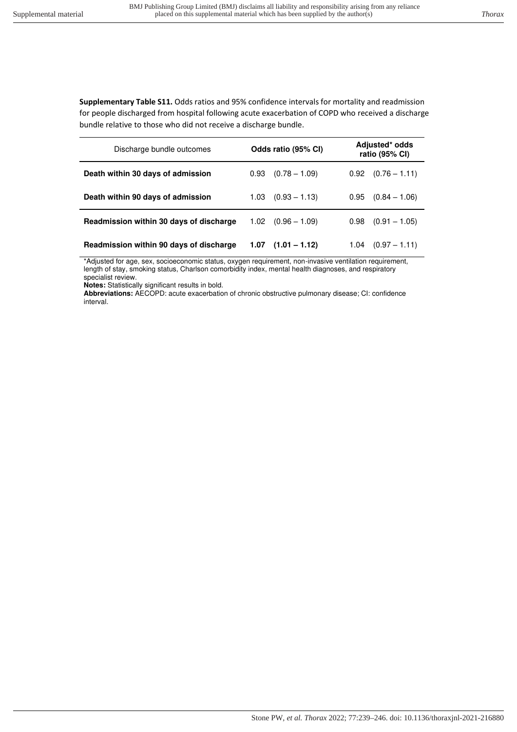**Supplementary Table S11.** Odds ratios and 95% confidence intervals for mortality and readmission for people discharged from hospital following acute exacerbation of COPD who received a discharge bundle relative to those who did not receive a discharge bundle.

| Discharge bundle outcomes | **Odds ratio (95% CI)** | **Adjusted* odds ratio (95% CI)** |
|---|---|---|
| **Death within 30 days of admission** | 0.93 (0.78 – 1.09) | 0.92 (0.76 – 1.11) |
| **Death within 90 days of admission** | 1.03 (0.93 – 1.13) | 0.95 (0.84 – 1.06) |
| **Readmission within 30 days of discharge** | 1.02 (0.96 – 1.09) | 0.98 (0.91 – 1.05) |
| **Readmission within 90 days of discharge** | **1.07 (1.01 – 1.12)** | 1.04 (0.97 – 1.11) |

*Adjusted for age, sex, socioeconomic status, oxygen requirement, non-invasive ventilation requirement, length of stay, smoking status, Charlson comorbidity index, mental health diagnoses, and respiratory specialist review.

**Notes:** Statistically significant results in bold.

**Abbreviations:** AECOPD: acute exacerbation of chronic obstructive pulmonary disease; CI: confidence interval.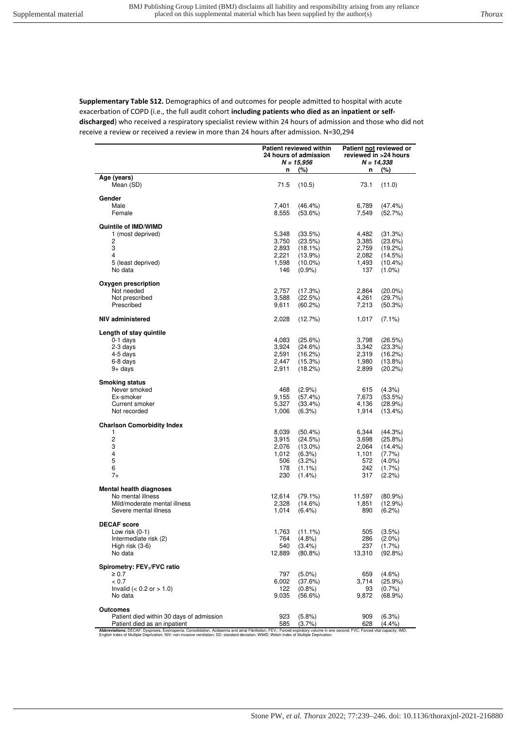**Supplementary Table S12.** Demographics of and outcomes for people admitted to hospital with acute exacerbation of COPD (i.e., the full audit cohort **including patients who died as an inpatient or self-discharged**) who received a respiratory specialist review within 24 hours of admission and those who did not receive a review or received a review in more than 24 hours after admission. N=30,294

| | **Patient reviewed within 24 hours of admission** *N = 15,956* | | **Patient not reviewed or reviewed in >24 hours** *N = 14,338* | |
|---|---|---|---|---|
| | **n** | **(%)** | **n** | **(%)** |
| **Age (years)** | | | | |
| Mean (SD) | 71.5 | (10.5) | 73.1 | (11.0) |
| **Gender** | | | | |
| Male | 7,401 | (46.4%) | 6,789 | (47.4%) |
| Female | 8,555 | (53.6%) | 7,549 | (52.7%) |
| **Quintile of IMD/WIMD** | | | | |
| 1 (most deprived) | 5,348 | (33.5%) | 4,482 | (31.3%) |
| 2 | 3,750 | (23.5%) | 3,385 | (23.6%) |
| 3 | 2,893 | (18.1%) | 2,759 | (19.2%) |
| 4 | 2,221 | (13.9%) | 2,082 | (14.5%) |
| 5 (least deprived) | 1,598 | (10.0%) | 1,493 | (10.4%) |
| No data | 146 | (0.9%) | 137 | (1.0%) |
| **Oxygen prescription** | | | | |
| Not needed | 2,757 | (17.3%) | 2,864 | (20.0%) |
| Not prescribed | 3,588 | (22.5%) | 4,261 | (29.7%) |
| Prescribed | 9,611 | (60.2%) | 7,213 | (50.3%) |
| **NIV administered** | 2,028 | (12.7%) | 1,017 | (7.1%) |
| **Length of stay quintile** | | | | |
| 0-1 days | 4,083 | (25.6%) | 3,798 | (26.5%) |
| 2-3 days | 3,924 | (24.6%) | 3,342 | (23.3%) |
| 4-5 days | 2,591 | (16.2%) | 2,319 | (16.2%) |
| 6-8 days | 2,447 | (15.3%) | 1,980 | (13.8%) |
| 9+ days | 2,911 | (18.2%) | 2,899 | (20.2%) |
| **Smoking status** | | | | |
| Never smoked | 468 | (2.9%) | 615 | (4.3%) |
| Ex-smoker | 9,155 | (57.4%) | 7,673 | (53.5%) |
| Current smoker | 5,327 | (33.4%) | 4,136 | (28.9%) |
| Not recorded | 1,006 | (6.3%) | 1,914 | (13.4%) |
| **Charlson Comorbidity Index** | | | | |
| 1 | 8,039 | (50.4%) | 6,344 | (44.3%) |
| 2 | 3,915 | (24.5%) | 3,698 | (25.8%) |
| 3 | 2,076 | (13.0%) | 2,064 | (14.4%) |
| 4 | 1,012 | (6.3%) | 1,101 | (7.7%) |
| 5 | 506 | (3.2%) | 572 | (4.0%) |
| 6 | 178 | (1.1%) | 242 | (1.7%) |
| 7+ | 230 | (1.4%) | 317 | (2.2%) |
| **Mental health diagnoses** | | | | |
| No mental illness | 12,614 | (79.1%) | 11,597 | (80.9%) |
| Mild/moderate mental illness | 2,328 | (14.6%) | 1,851 | (12.9%) |
| Severe mental illness | 1,014 | (6.4%) | 890 | (6.2%) |
| **DECAF score** | | | | |
| Low risk (0-1) | 1,763 | (11.1%) | 505 | (3.5%) |
| Intermediate risk (2) | 764 | (4.8%) | 286 | (2.0%) |
| High risk (3-6) | 540 | (3.4%) | 237 | (1.7%) |
| No data | 12,889 | (80.8%) | 13,310 | (92.8%) |
| **Spirometry: $FEV_1$/FVC ratio** | | | | |
| ≥ 0.7 | 797 | (5.0%) | 659 | (4.6%) |
| < 0.7 | 6,002 | (37.6%) | 3,714 | (25.9%) |
| Invalid (< 0.2 or > 1.0) | 122 | (0.8%) | 93 | (0.7%) |
| No data | 9,035 | (56.6%) | 9,872 | (68.9%) |
| **Outcomes** | | | | |
| Patient died within 30 days of admission | 923 | (5.8%) | 909 | (6.3%) |
| Patient died as an inpatient | 585 | (3.7%) | 628 | (4.4%) |

**Abbreviations:** DECAF: Dyspnoea, Eosinopenia, Consolidation, Acidaemia and atrial Fibrillation; $FEV_1$: Forced expiratory volume in one second; FVC: Forced vital capacity; IMD: English Index of Multiple Deprivation; NIV: non-invasive ventilation; SD: standard deviation; WIMD: Welsh Index of Multiple Deprivation.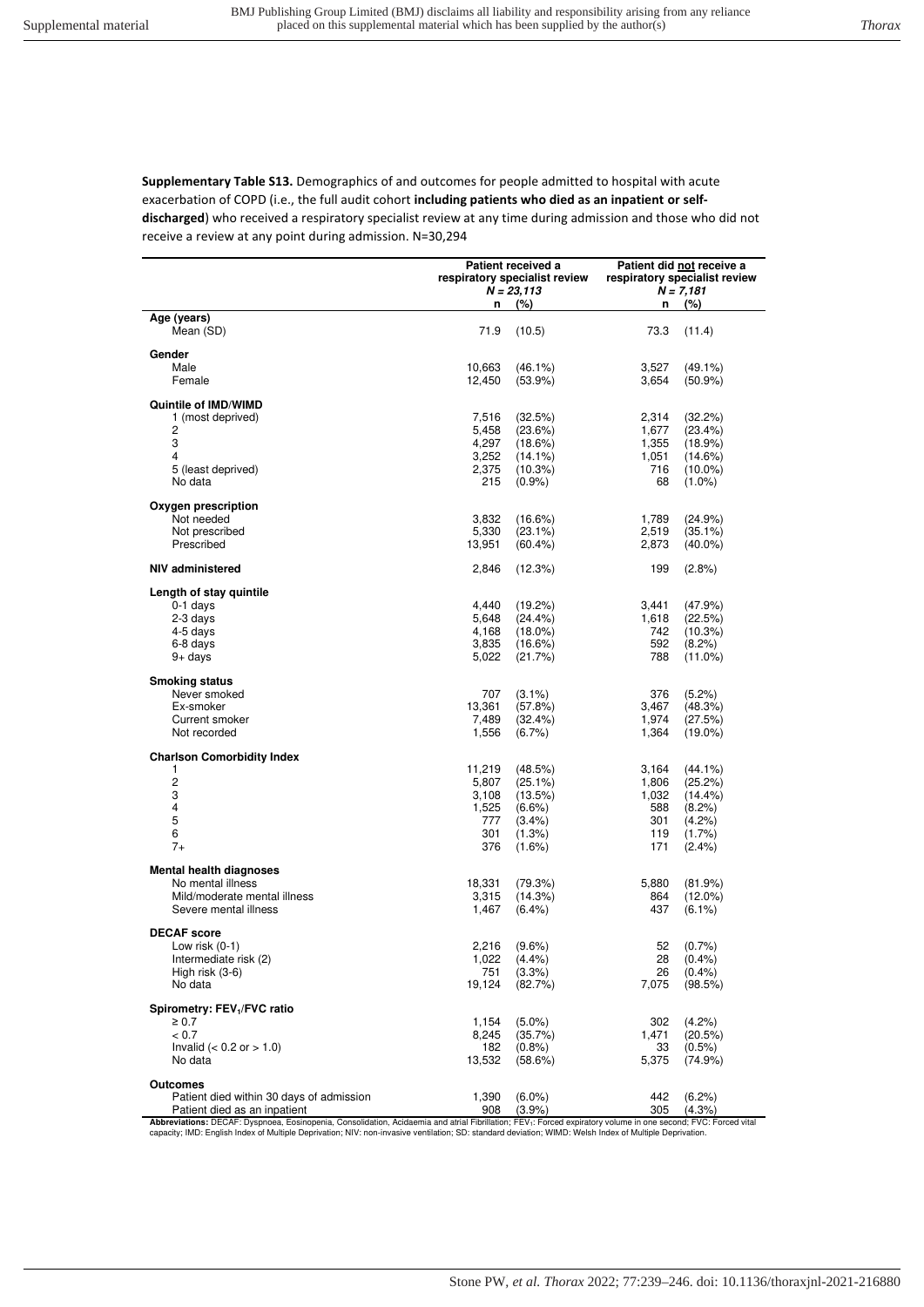**Supplementary Table S13.** Demographics of and outcomes for people admitted to hospital with acute exacerbation of COPD (i.e., the full audit cohort **including patients who died as an inpatient or self-discharged**) who received a respiratory specialist review at any time during admission and those who did not receive a review at any point during admission. N=30,294

| | Patient received a respiratory specialist review *N = 23,113* | | Patient did not receive a respiratory specialist review *N = 7,181* | |
|---|---|---|---|---|
| | n | (%) | n | (%) |
| **Age (years)** | | | | |
| Mean (SD) | 71.9 | (10.5) | 73.3 | (11.4) |
| **Gender** | | | | |
| Male | 10,663 | (46.1%) | 3,527 | (49.1%) |
| Female | 12,450 | (53.9%) | 3,654 | (50.9%) |
| **Quintile of IMD/WIMD** | | | | |
| 1 (most deprived) | 7,516 | (32.5%) | 2,314 | (32.2%) |
| 2 | 5,458 | (23.6%) | 1,677 | (23.4%) |
| 3 | 4,297 | (18.6%) | 1,355 | (18.9%) |
| 4 | 3,252 | (14.1%) | 1,051 | (14.6%) |
| 5 (least deprived) | 2,375 | (10.3%) | 716 | (10.0%) |
| No data | 215 | (0.9%) | 68 | (1.0%) |
| **Oxygen prescription** | | | | |
| Not needed | 3,832 | (16.6%) | 1,789 | (24.9%) |
| Not prescribed | 5,330 | (23.1%) | 2,519 | (35.1%) |
| Prescribed | 13,951 | (60.4%) | 2,873 | (40.0%) |
| **NIV administered** | 2,846 | (12.3%) | 199 | (2.8%) |
| **Length of stay quintile** | | | | |
| 0-1 days | 4,440 | (19.2%) | 3,441 | (47.9%) |
| 2-3 days | 5,648 | (24.4%) | 1,618 | (22.5%) |
| 4-5 days | 4,168 | (18.0%) | 742 | (10.3%) |
| 6-8 days | 3,835 | (16.6%) | 592 | (8.2%) |
| 9+ days | 5,022 | (21.7%) | 788 | (11.0%) |
| **Smoking status** | | | | |
| Never smoked | 707 | (3.1%) | 376 | (5.2%) |
| Ex-smoker | 13,361 | (57.8%) | 3,467 | (48.3%) |
| Current smoker | 7,489 | (32.4%) | 1,974 | (27.5%) |
| Not recorded | 1,556 | (6.7%) | 1,364 | (19.0%) |
| **Charlson Comorbidity Index** | | | | |
| 1 | 11,219 | (48.5%) | 3,164 | (44.1%) |
| 2 | 5,807 | (25.1%) | 1,806 | (25.2%) |
| 3 | 3,108 | (13.5%) | 1,032 | (14.4%) |
| 4 | 1,525 | (6.6%) | 588 | (8.2%) |
| 5 | 777 | (3.4%) | 301 | (4.2%) |
| 6 | 301 | (1.3%) | 119 | (1.7%) |
| 7+ | 376 | (1.6%) | 171 | (2.4%) |
| **Mental health diagnoses** | | | | |
| No mental illness | 18,331 | (79.3%) | 5,880 | (81.9%) |
| Mild/moderate mental illness | 3,315 | (14.3%) | 864 | (12.0%) |
| Severe mental illness | 1,467 | (6.4%) | 437 | (6.1%) |
| **DECAF score** | | | | |
| Low risk (0-1) | 2,216 | (9.6%) | 52 | (0.7%) |
| Intermediate risk (2) | 1,022 | (4.4%) | 28 | (0.4%) |
| High risk (3-6) | 751 | (3.3%) | 26 | (0.4%) |
| No data | 19,124 | (82.7%) | 7,075 | (98.5%) |
| **Spirometry: $FEV_1$/FVC ratio** | | | | |
| ≥ 0.7 | 1,154 | (5.0%) | 302 | (4.2%) |
| < 0.7 | 8,245 | (35.7%) | 1,471 | (20.5%) |
| Invalid (< 0.2 or > 1.0) | 182 | (0.8%) | 33 | (0.5%) |
| No data | 13,532 | (58.6%) | 5,375 | (74.9%) |
| **Outcomes** | | | | |
| Patient died within 30 days of admission | 1,390 | (6.0%) | 442 | (6.2%) |
| Patient died as an inpatient | 908 | (3.9%) | 305 | (4.3%) |

**Abbreviations:** DECAF: Dyspnoea, Eosinopenia, Consolidation, Acidaemia and atrial Fibrillation; $FEV_1$: Forced expiratory volume in one second; FVC: Forced vital capacity; IMD: English Index of Multiple Deprivation; NIV: non-invasive ventilation; SD: standard deviation; WIMD: Welsh Index of Multiple Deprivation.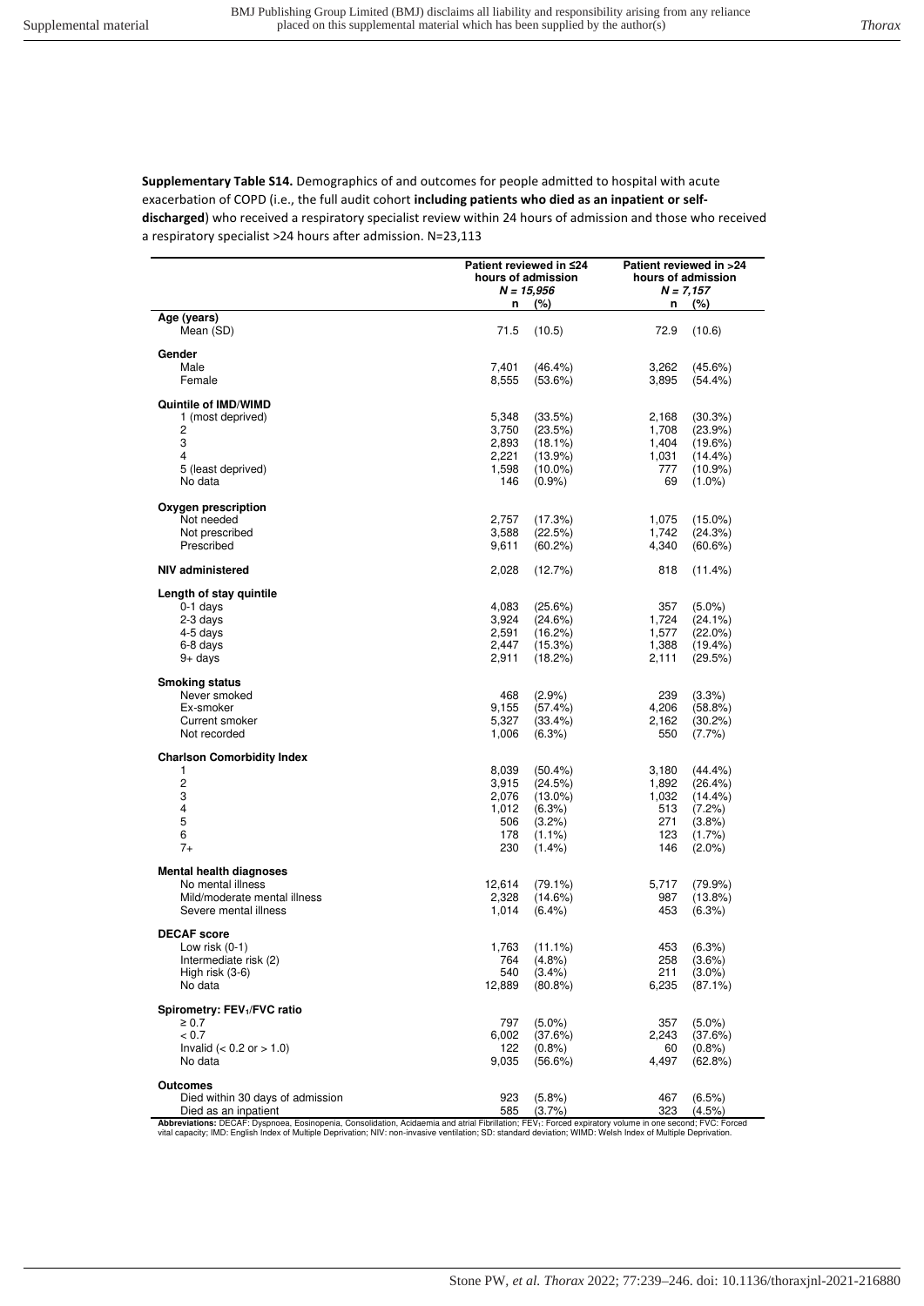**Supplementary Table S14.** Demographics of and outcomes for people admitted to hospital with acute exacerbation of COPD (i.e., the full audit cohort **including patients who died as an inpatient or self-discharged**) who received a respiratory specialist review within 24 hours of admission and those who received a respiratory specialist >24 hours after admission. N=23,113

| | Patient reviewed in ≤24 hours of admission *N = 15,956* | | Patient reviewed in >24 hours of admission *N = 7,157* | |
|---|---|---|---|---|
| | **n** | **(%)** | **n** | **(%)** |
| **Age (years)** | | | | |
| Mean (SD) | 71.5 | (10.5) | 72.9 | (10.6) |
| **Gender** | | | | |
| Male | 7,401 | (46.4%) | 3,262 | (45.6%) |
| Female | 8,555 | (53.6%) | 3,895 | (54.4%) |
| **Quintile of IMD/WIMD** | | | | |
| 1 (most deprived) | 5,348 | (33.5%) | 2,168 | (30.3%) |
| 2 | 3,750 | (23.5%) | 1,708 | (23.9%) |
| 3 | 2,893 | (18.1%) | 1,404 | (19.6%) |
| 4 | 2,221 | (13.9%) | 1,031 | (14.4%) |
| 5 (least deprived) | 1,598 | (10.0%) | 777 | (10.9%) |
| No data | 146 | (0.9%) | 69 | (1.0%) |
| **Oxygen prescription** | | | | |
| Not needed | 2,757 | (17.3%) | 1,075 | (15.0%) |
| Not prescribed | 3,588 | (22.5%) | 1,742 | (24.3%) |
| Prescribed | 9,611 | (60.2%) | 4,340 | (60.6%) |
| **NIV administered** | 2,028 | (12.7%) | 818 | (11.4%) |
| **Length of stay quintile** | | | | |
| 0-1 days | 4,083 | (25.6%) | 357 | (5.0%) |
| 2-3 days | 3,924 | (24.6%) | 1,724 | (24.1%) |
| 4-5 days | 2,591 | (16.2%) | 1,577 | (22.0%) |
| 6-8 days | 2,447 | (15.3%) | 1,388 | (19.4%) |
| 9+ days | 2,911 | (18.2%) | 2,111 | (29.5%) |
| **Smoking status** | | | | |
| Never smoked | 468 | (2.9%) | 239 | (3.3%) |
| Ex-smoker | 9,155 | (57.4%) | 4,206 | (58.8%) |
| Current smoker | 5,327 | (33.4%) | 2,162 | (30.2%) |
| Not recorded | 1,006 | (6.3%) | 550 | (7.7%) |
| **Charlson Comorbidity Index** | | | | |
| 1 | 8,039 | (50.4%) | 3,180 | (44.4%) |
| 2 | 3,915 | (24.5%) | 1,892 | (26.4%) |
| 3 | 2,076 | (13.0%) | 1,032 | (14.4%) |
| 4 | 1,012 | (6.3%) | 513 | (7.2%) |
| 5 | 506 | (3.2%) | 271 | (3.8%) |
| 6 | 178 | (1.1%) | 123 | (1.7%) |
| 7+ | 230 | (1.4%) | 146 | (2.0%) |
| **Mental health diagnoses** | | | | |
| No mental illness | 12,614 | (79.1%) | 5,717 | (79.9%) |
| Mild/moderate mental illness | 2,328 | (14.6%) | 987 | (13.8%) |
| Severe mental illness | 1,014 | (6.4%) | 453 | (6.3%) |
| **DECAF score** | | | | |
| Low risk (0-1) | 1,763 | (11.1%) | 453 | (6.3%) |
| Intermediate risk (2) | 764 | (4.8%) | 258 | (3.6%) |
| High risk (3-6) | 540 | (3.4%) | 211 | (3.0%) |
| No data | 12,889 | (80.8%) | 6,235 | (87.1%) |
| **Spirometry: $FEV_1$/FVC ratio** | | | | |
| ≥ 0.7 | 797 | (5.0%) | 357 | (5.0%) |
| < 0.7 | 6,002 | (37.6%) | 2,243 | (37.6%) |
| Invalid (< 0.2 or > 1.0) | 122 | (0.8%) | 60 | (0.8%) |
| No data | 9,035 | (56.6%) | 4,497 | (62.8%) |
| **Outcomes** | | | | |
| Died within 30 days of admission | 923 | (5.8%) | 467 | (6.5%) |
| Died as an inpatient | 585 | (3.7%) | 323 | (4.5%) |

**Abbreviations:** DECAF: Dyspnoea, Eosinopenia, Consolidation, Acidaemia and atrial Fibrillation; $FEV_1$: Forced expiratory volume in one second; FVC: Forced vital capacity; IMD: English Index of Multiple Deprivation; NIV: non-invasive ventilation; SD: standard deviation; WIMD: Welsh Index of Multiple Deprivation.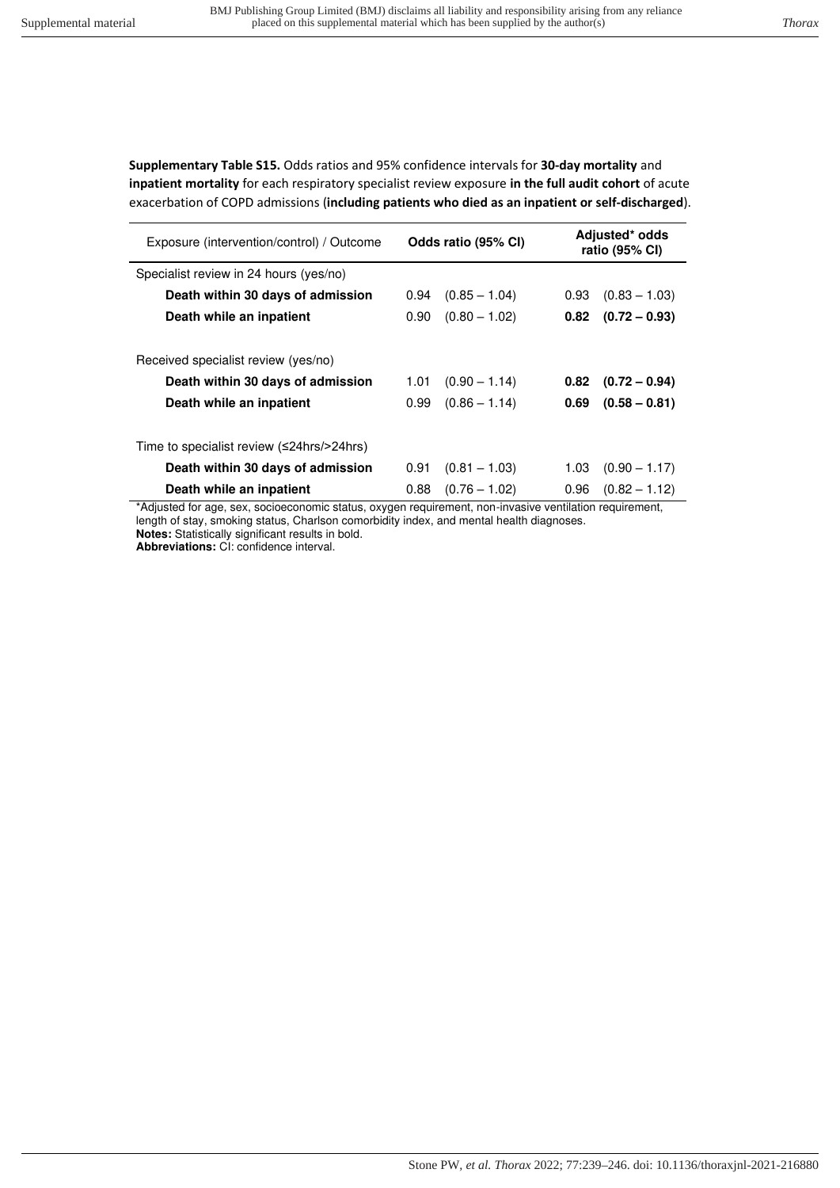**Supplementary Table S15.** Odds ratios and 95% confidence intervals for **30-day mortality** and **inpatient mortality** for each respiratory specialist review exposure **in the full audit cohort** of acute exacerbation of COPD admissions (**including patients who died as an inpatient or self-discharged**).

| Exposure (intervention/control) / Outcome | Odds ratio (95% CI) | | Adjusted* odds ratio (95% CI) | |
|---|---|---|---|---|
| Specialist review in 24 hours (yes/no) | | | | |
| **Death within 30 days of admission** | 0.94 | (0.85 – 1.04) | 0.93 | (0.83 – 1.03) |
| **Death while an inpatient** | 0.90 | (0.80 – 1.02) | **0.82** | **(0.72 – 0.93)** |
| Received specialist review (yes/no) | | | | |
| **Death within 30 days of admission** | 1.01 | (0.90 – 1.14) | **0.82** | **(0.72 – 0.94)** |
| **Death while an inpatient** | 0.99 | (0.86 – 1.14) | **0.69** | **(0.58 – 0.81)** |
| Time to specialist review (≤24hrs/>24hrs) | | | | |
| **Death within 30 days of admission** | 0.91 | (0.81 – 1.03) | 1.03 | (0.90 – 1.17) |
| **Death while an inpatient** | 0.88 | (0.76 – 1.02) | 0.96 | (0.82 – 1.12) |

*Adjusted for age, sex, socioeconomic status, oxygen requirement, non-invasive ventilation requirement, length of stay, smoking status, Charlson comorbidity index, and mental health diagnoses.
**Notes:** Statistically significant results in bold.
**Abbreviations:** CI: confidence interval.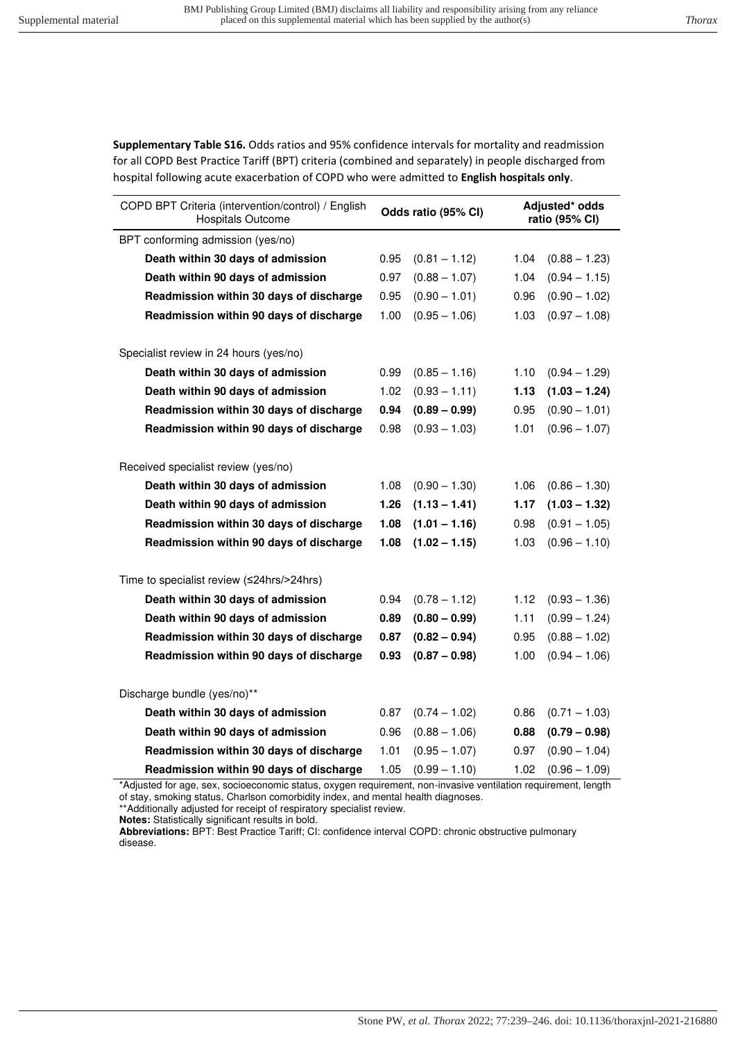**Supplementary Table S16.** Odds ratios and 95% confidence intervals for mortality and readmission for all COPD Best Practice Tariff (BPT) criteria (combined and separately) in people discharged from hospital following acute exacerbation of COPD who were admitted to **English hospitals only**.

| COPD BPT Criteria (intervention/control) / English Hospitals Outcome | Odds ratio (95% CI) | | Adjusted* odds ratio (95% CI) | |
|---|---|---|---|---|
| BPT conforming admission (yes/no) | | | | |
| **Death within 30 days of admission** | 0.95 | (0.81 – 1.12) | 1.04 | (0.88 – 1.23) |
| **Death within 90 days of admission** | 0.97 | (0.88 – 1.07) | 1.04 | (0.94 – 1.15) |
| **Readmission within 30 days of discharge** | 0.95 | (0.90 – 1.01) | 0.96 | (0.90 – 1.02) |
| **Readmission within 90 days of discharge** | 1.00 | (0.95 – 1.06) | 1.03 | (0.97 – 1.08) |
| Specialist review in 24 hours (yes/no) | | | | |
| **Death within 30 days of admission** | 0.99 | (0.85 – 1.16) | 1.10 | (0.94 – 1.29) |
| **Death within 90 days of admission** | 1.02 | (0.93 – 1.11) | **1.13** | **(1.03 – 1.24)** |
| **Readmission within 30 days of discharge** | **0.94** | **(0.89 – 0.99)** | 0.95 | (0.90 – 1.01) |
| **Readmission within 90 days of discharge** | 0.98 | (0.93 – 1.03) | 1.01 | (0.96 – 1.07) |
| Received specialist review (yes/no) | | | | |
| **Death within 30 days of admission** | 1.08 | (0.90 – 1.30) | 1.06 | (0.86 – 1.30) |
| **Death within 90 days of admission** | **1.26** | **(1.13 – 1.41)** | **1.17** | **(1.03 – 1.32)** |
| **Readmission within 30 days of discharge** | **1.08** | **(1.01 – 1.16)** | 0.98 | (0.91 – 1.05) |
| **Readmission within 90 days of discharge** | **1.08** | **(1.02 – 1.15)** | 1.03 | (0.96 – 1.10) |
| Time to specialist review (≤24hrs/>24hrs) | | | | |
| **Death within 30 days of admission** | 0.94 | (0.78 – 1.12) | 1.12 | (0.93 – 1.36) |
| **Death within 90 days of admission** | **0.89** | **(0.80 – 0.99)** | 1.11 | (0.99 – 1.24) |
| **Readmission within 30 days of discharge** | **0.87** | **(0.82 – 0.94)** | 0.95 | (0.88 – 1.02) |
| **Readmission within 90 days of discharge** | **0.93** | **(0.87 – 0.98)** | 1.00 | (0.94 – 1.06) |
| Discharge bundle (yes/no)** | | | | |
| **Death within 30 days of admission** | 0.87 | (0.74 – 1.02) | 0.86 | (0.71 – 1.03) |
| **Death within 90 days of admission** | 0.96 | (0.88 – 1.06) | **0.88** | **(0.79 – 0.98)** |
| **Readmission within 30 days of discharge** | 1.01 | (0.95 – 1.07) | 0.97 | (0.90 – 1.04) |
| **Readmission within 90 days of discharge** | 1.05 | (0.99 – 1.10) | 1.02 | (0.96 – 1.09) |

*Adjusted for age, sex, socioeconomic status, oxygen requirement, non-invasive ventilation requirement, length of stay, smoking status, Charlson comorbidity index, and mental health diagnoses.

**Additionally adjusted for receipt of respiratory specialist review.

**Notes:** Statistically significant results in bold.

**Abbreviations:** BPT: Best Practice Tariff; CI: confidence interval COPD: chronic obstructive pulmonary disease.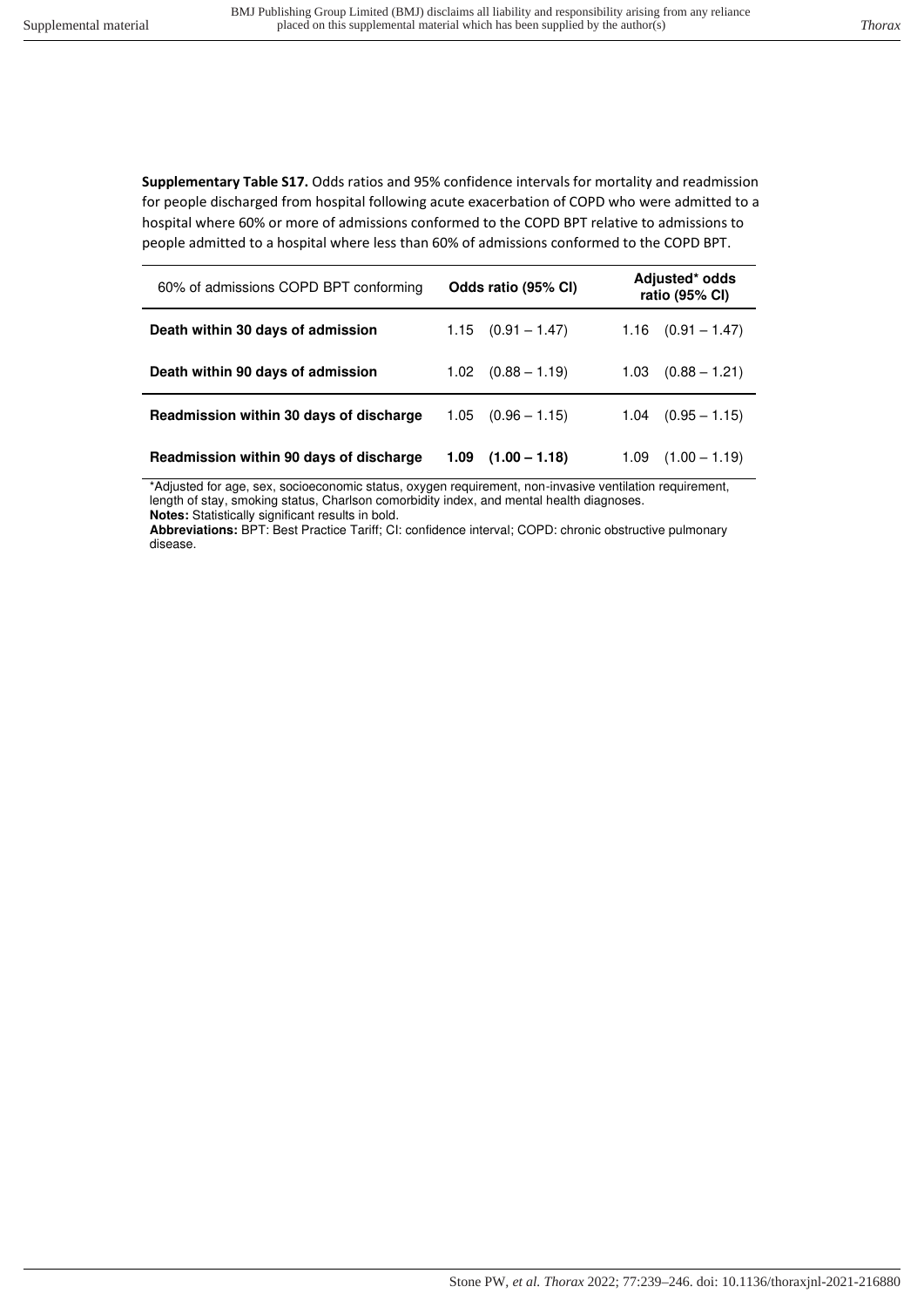**Supplementary Table S17.** Odds ratios and 95% confidence intervals for mortality and readmission for people discharged from hospital following acute exacerbation of COPD who were admitted to a hospital where 60% or more of admissions conformed to the COPD BPT relative to admissions to people admitted to a hospital where less than 60% of admissions conformed to the COPD BPT.

| 60% of admissions COPD BPT conforming | Odds ratio (95% CI) | Adjusted* odds ratio (95% CI) |
|---|---|---|
| **Death within 30 days of admission** | 1.15 (0.91 – 1.47) | 1.16 (0.91 – 1.47) |
| **Death within 90 days of admission** | 1.02 (0.88 – 1.19) | 1.03 (0.88 – 1.21) |
| **Readmission within 30 days of discharge** | 1.05 (0.96 – 1.15) | 1.04 (0.95 – 1.15) |
| **Readmission within 90 days of discharge** | **1.09 (1.00 – 1.18)** | 1.09 (1.00 – 1.19) |

*Adjusted for age, sex, socioeconomic status, oxygen requirement, non-invasive ventilation requirement, length of stay, smoking status, Charlson comorbidity index, and mental health diagnoses.

**Notes:** Statistically significant results in bold.

**Abbreviations:** BPT: Best Practice Tariff; CI: confidence interval; COPD: chronic obstructive pulmonary disease.